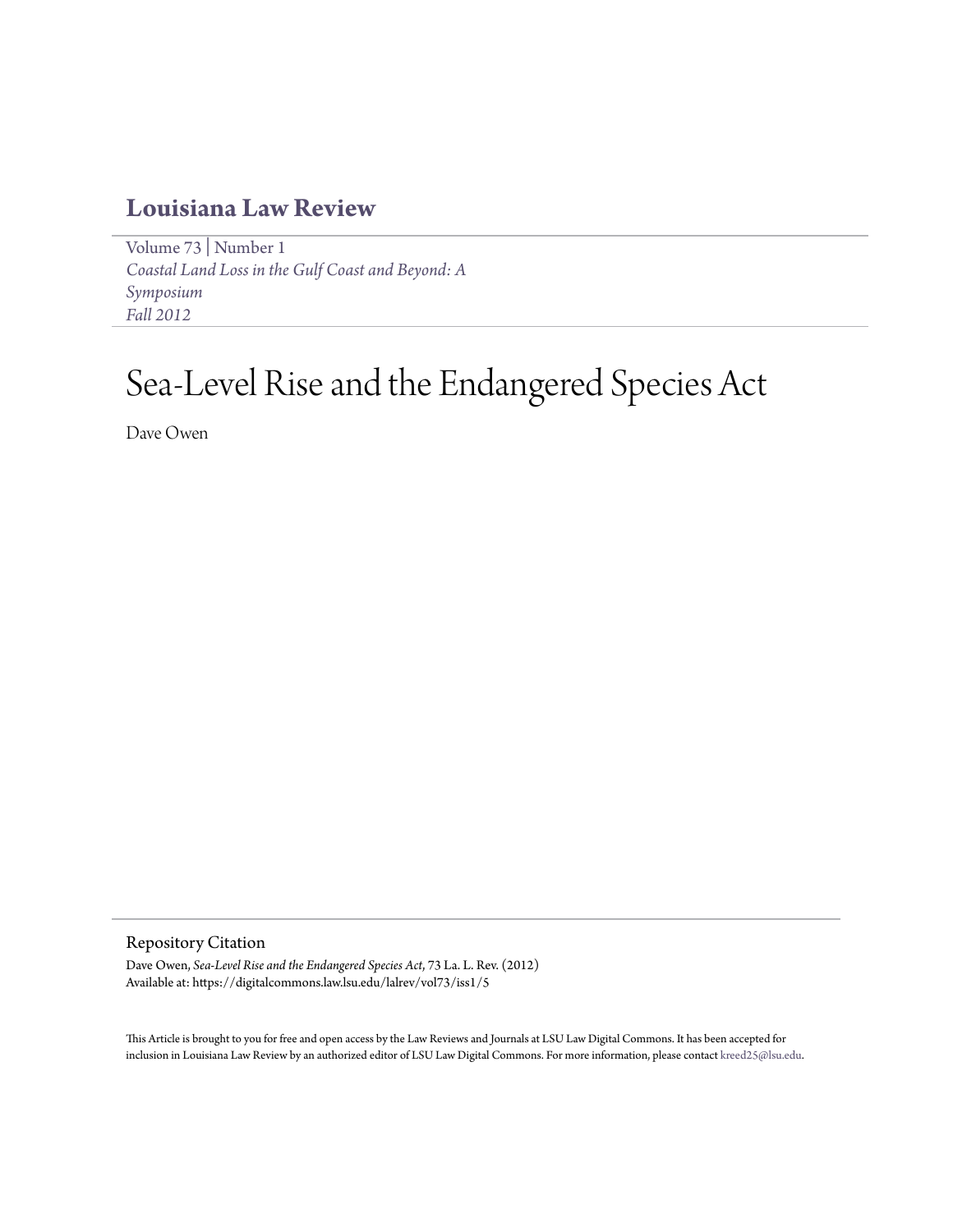# Louisiana Law Review

Volume 73 | Number 1
*Coastal Land Loss in the Gulf Coast and Beyond: A Symposium*
*Fall 2012*

# Sea-Level Rise and the Endangered Species Act

Dave Owen

## Repository Citation

Dave Owen, *Sea-Level Rise and the Endangered Species Act*, 73 La. L. Rev. (2012)
Available at: https://digitalcommons.law.lsu.edu/lalrev/vol73/iss1/5

This Article is brought to you for free and open access by the Law Reviews and Journals at LSU Law Digital Commons. It has been accepted for inclusion in Louisiana Law Review by an authorized editor of LSU Law Digital Commons. For more information, please contact kreed25@lsu.edu.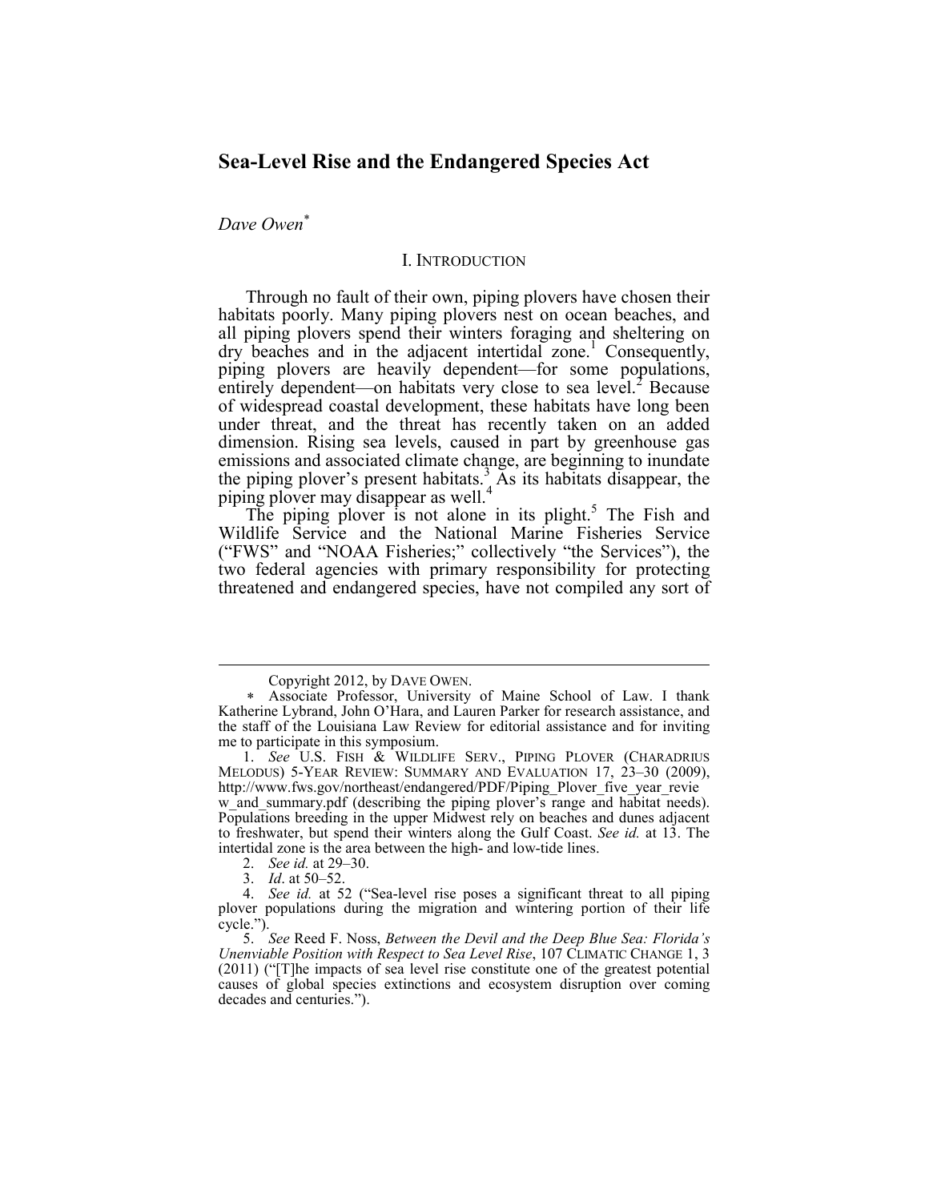# Sea-Level Rise and the Endangered Species Act

*Dave Owen*[*]

## I. INTRODUCTION

Through no fault of their own, piping plovers have chosen their habitats poorly. Many piping plovers nest on ocean beaches, and all piping plovers spend their winters foraging and sheltering on dry beaches and in the adjacent intertidal zone.[1] Consequently, piping plovers are heavily dependent—for some populations, entirely dependent—on habitats very close to sea level.[2] Because of widespread coastal development, these habitats have long been under threat, and the threat has recently taken on an added dimension. Rising sea levels, caused in part by greenhouse gas emissions and associated climate change, are beginning to inundate the piping plover's present habitats.[3] As its habitats disappear, the piping plover may disappear as well.[4]

The piping plover is not alone in its plight.[5] The Fish and Wildlife Service and the National Marine Fisheries Service ("FWS" and "NOAA Fisheries;" collectively "the Services"), the two federal agencies with primary responsibility for protecting threatened and endangered species, have not compiled any sort of

---

Copyright 2012, by DAVE OWEN.

\* Associate Professor, University of Maine School of Law. I thank Katherine Lybrand, John O'Hara, and Lauren Parker for research assistance, and the staff of the Louisiana Law Review for editorial assistance and for inviting me to participate in this symposium.

1. *See* U.S. FISH & WILDLIFE SERV., PIPING PLOVER (CHARADRIUS MELODUS) 5-YEAR REVIEW: SUMMARY AND EVALUATION 17, 23–30 (2009), http://www.fws.gov/northeast/endangered/PDF/Piping_Plover_five_year_review_and_summary.pdf (describing the piping plover's range and habitat needs). Populations breeding in the upper Midwest rely on beaches and dunes adjacent to freshwater, but spend their winters along the Gulf Coast. *See id.* at 13. The intertidal zone is the area between the high- and low-tide lines.

2. *See id.* at 29–30.

3. *Id*. at 50–52.

4. *See id.* at 52 ("Sea-level rise poses a significant threat to all piping plover populations during the migration and wintering portion of their life cycle.").

5. *See* Reed F. Noss, *Between the Devil and the Deep Blue Sea: Florida's Unenviable Position with Respect to Sea Level Rise*, 107 CLIMATIC CHANGE 1, 3 (2011) ("[T]he impacts of sea level rise constitute one of the greatest potential causes of global species extinctions and ecosystem disruption over coming decades and centuries.").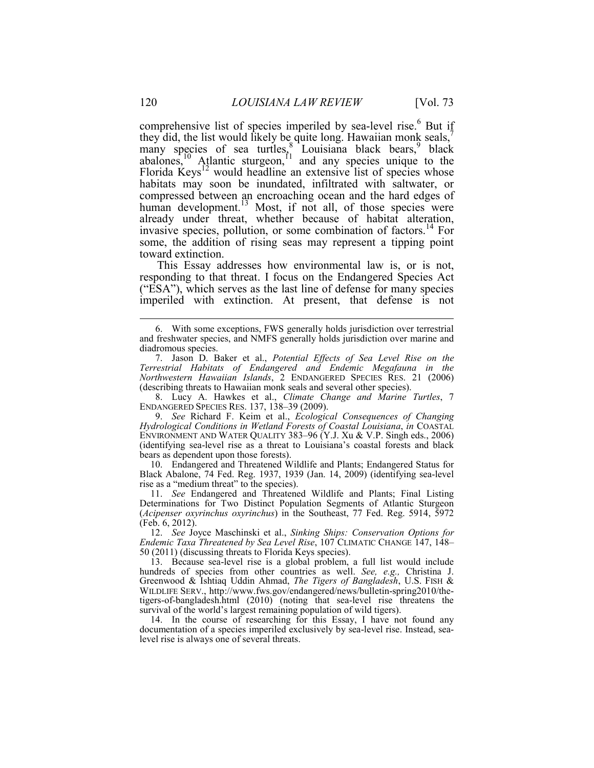comprehensive list of species imperiled by sea-level rise.[6] But if they did, the list would likely be quite long. Hawaiian monk seals,[7] many species of sea turtles,[8] Louisiana black bears,[9] black abalones,[10] Atlantic sturgeon,[11] and any species unique to the Florida Keys[12] would headline an extensive list of species whose habitats may soon be inundated, infiltrated with saltwater, or compressed between an encroaching ocean and the hard edges of human development.[13] Most, if not all, of those species were already under threat, whether because of habitat alteration, invasive species, pollution, or some combination of factors.[14] For some, the addition of rising seas may represent a tipping point toward extinction.

This Essay addresses how environmental law is, or is not, responding to that threat. I focus on the Endangered Species Act ("ESA"), which serves as the last line of defense for many species imperiled with extinction. At present, that defense is not

---

6. With some exceptions, FWS generally holds jurisdiction over terrestrial and freshwater species, and NMFS generally holds jurisdiction over marine and diadromous species.

7. Jason D. Baker et al., *Potential Effects of Sea Level Rise on the Terrestrial Habitats of Endangered and Endemic Megafauna in the Northwestern Hawaiian Islands*, 2 ENDANGERED SPECIES RES. 21 (2006) (describing threats to Hawaiian monk seals and several other species).

8. Lucy A. Hawkes et al., *Climate Change and Marine Turtles*, 7 ENDANGERED SPECIES RES. 137, 138–39 (2009).

9. *See* Richard F. Keim et al., *Ecological Consequences of Changing Hydrological Conditions in Wetland Forests of Coastal Louisiana*, *in* COASTAL ENVIRONMENT AND WATER QUALITY 383–96 (Y.J. Xu & V.P. Singh eds., 2006) (identifying sea-level rise as a threat to Louisiana's coastal forests and black bears as dependent upon those forests).

10. Endangered and Threatened Wildlife and Plants; Endangered Status for Black Abalone, 74 Fed. Reg. 1937, 1939 (Jan. 14, 2009) (identifying sea-level rise as a "medium threat" to the species).

11. *See* Endangered and Threatened Wildlife and Plants; Final Listing Determinations for Two Distinct Population Segments of Atlantic Sturgeon (*Acipenser oxyrinchus oxyrinchus*) in the Southeast, 77 Fed. Reg. 5914, 5972 (Feb. 6, 2012).

12. *See* Joyce Maschinski et al., *Sinking Ships: Conservation Options for Endemic Taxa Threatened by Sea Level Rise*, 107 CLIMATIC CHANGE 147, 148–50 (2011) (discussing threats to Florida Keys species).

13. Because sea-level rise is a global problem, a full list would include hundreds of species from other countries as well. *See, e.g.,* Christina J. Greenwood & Ishtiaq Uddin Ahmad, *The Tigers of Bangladesh*, U.S. FISH & WILDLIFE SERV., http://www.fws.gov/endangered/news/bulletin-spring2010/the-tigers-of-bangladesh.html (2010) (noting that sea-level rise threatens the survival of the world's largest remaining population of wild tigers).

14. In the course of researching for this Essay, I have not found any documentation of a species imperiled exclusively by sea-level rise. Instead, sea-level rise is always one of several threats.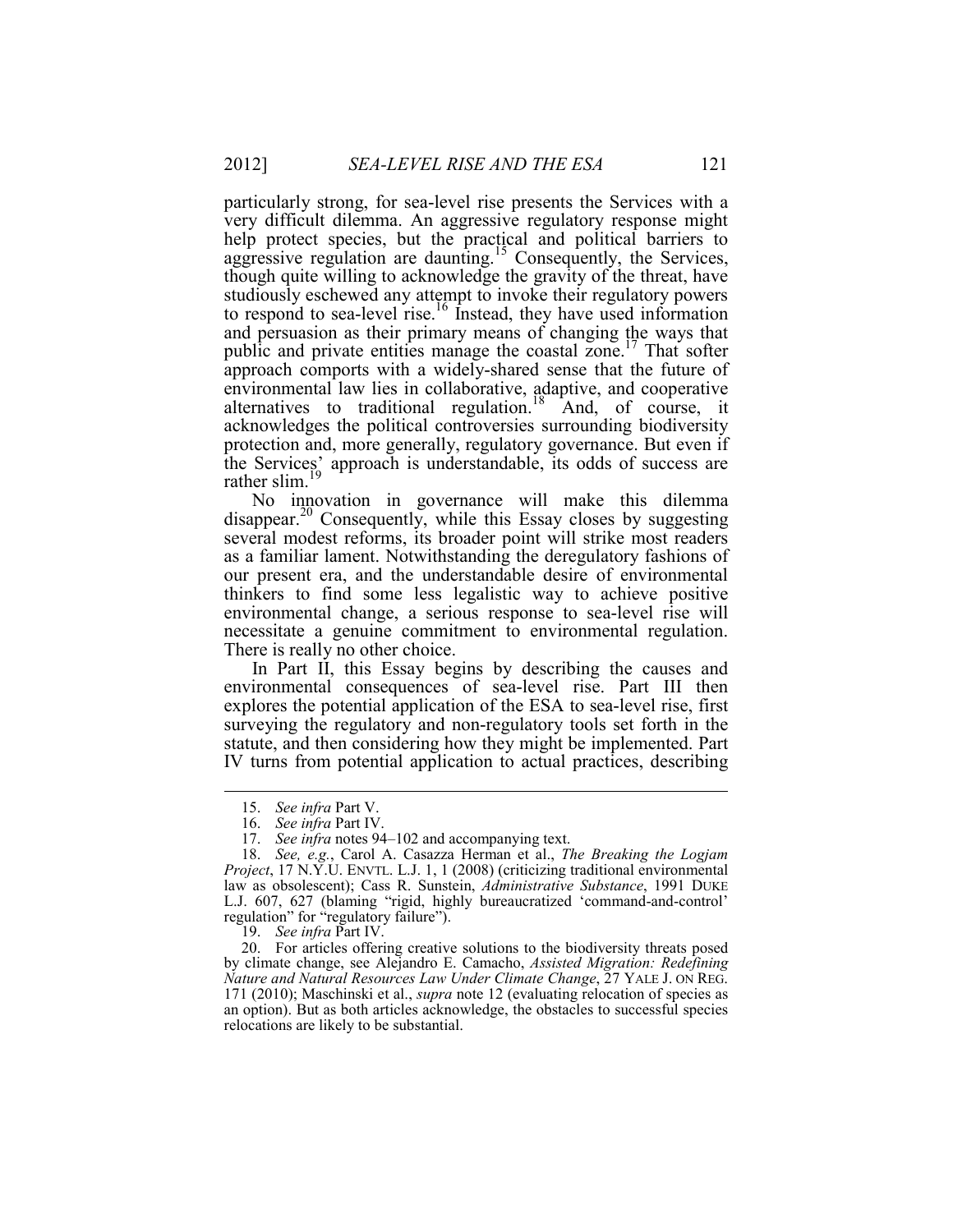particularly strong, for sea-level rise presents the Services with a very difficult dilemma. An aggressive regulatory response might help protect species, but the practical and political barriers to aggressive regulation are daunting.[15] Consequently, the Services, though quite willing to acknowledge the gravity of the threat, have studiously eschewed any attempt to invoke their regulatory powers to respond to sea-level rise.[16] Instead, they have used information and persuasion as their primary means of changing the ways that public and private entities manage the coastal zone.[17] That softer approach comports with a widely-shared sense that the future of environmental law lies in collaborative, adaptive, and cooperative alternatives to traditional regulation.[18] And, of course, it acknowledges the political controversies surrounding biodiversity protection and, more generally, regulatory governance. But even if the Services' approach is understandable, its odds of success are rather slim.[19]

No innovation in governance will make this dilemma disappear.[20] Consequently, while this Essay closes by suggesting several modest reforms, its broader point will strike most readers as a familiar lament. Notwithstanding the deregulatory fashions of our present era, and the understandable desire of environmental thinkers to find some less legalistic way to achieve positive environmental change, a serious response to sea-level rise will necessitate a genuine commitment to environmental regulation. There is really no other choice.

In Part II, this Essay begins by describing the causes and environmental consequences of sea-level rise. Part III then explores the potential application of the ESA to sea-level rise, first surveying the regulatory and non-regulatory tools set forth in the statute, and then considering how they might be implemented. Part IV turns from potential application to actual practices, describing

---

15. *See infra* Part V.

16. *See infra* Part IV.

17. *See infra* notes 94–102 and accompanying text.

18. *See, e.g.*, Carol A. Casazza Herman et al., *The Breaking the Logjam Project*, 17 N.Y.U. ENVTL. L.J. 1, 1 (2008) (criticizing traditional environmental law as obsolescent); Cass R. Sunstein, *Administrative Substance*, 1991 DUKE L.J. 607, 627 (blaming "rigid, highly bureaucratized 'command-and-control' regulation" for "regulatory failure").

19. *See infra* Part IV.

20. For articles offering creative solutions to the biodiversity threats posed by climate change, see Alejandro E. Camacho, *Assisted Migration: Redefining Nature and Natural Resources Law Under Climate Change*, 27 YALE J. ON REG. 171 (2010); Maschinski et al., *supra* note 12 (evaluating relocation of species as an option). But as both articles acknowledge, the obstacles to successful species relocations are likely to be substantial.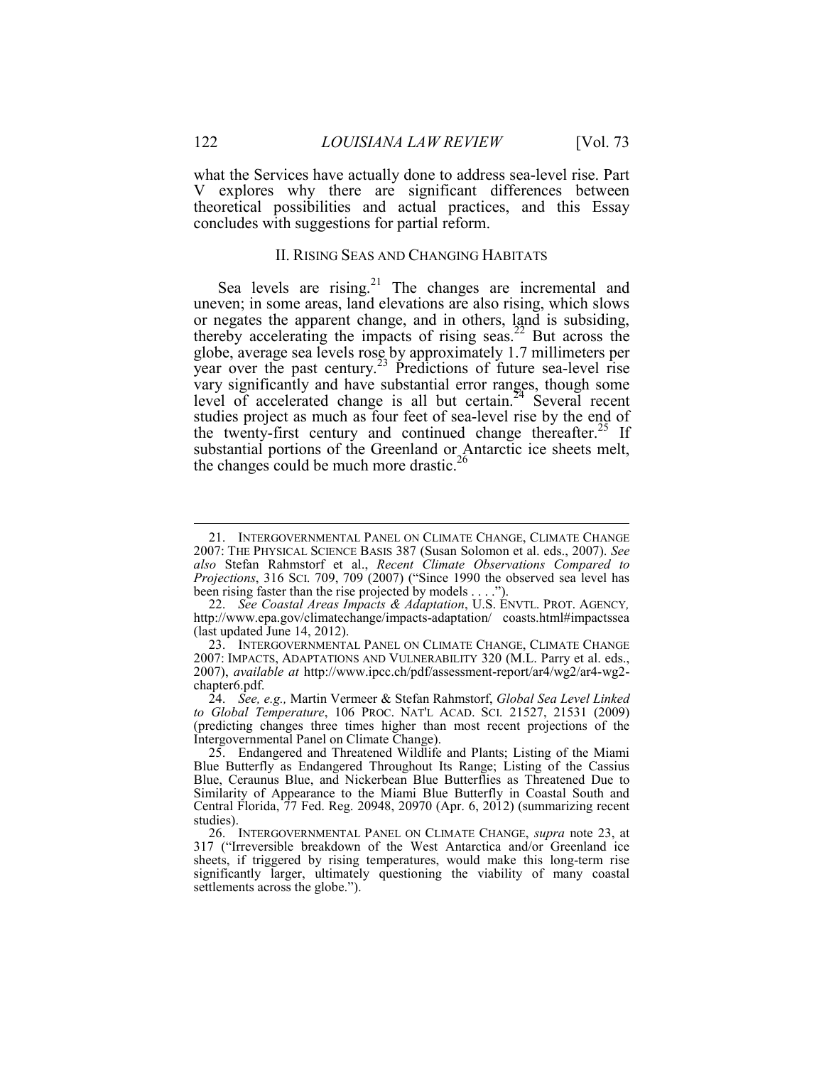what the Services have actually done to address sea-level rise. Part V explores why there are significant differences between theoretical possibilities and actual practices, and this Essay concludes with suggestions for partial reform.

## II. RISING SEAS AND CHANGING HABITATS

Sea levels are rising.[21] The changes are incremental and uneven; in some areas, land elevations are also rising, which slows or negates the apparent change, and in others, land is subsiding, thereby accelerating the impacts of rising seas.[22] But across the globe, average sea levels rose by approximately 1.7 millimeters per year over the past century.[23] Predictions of future sea-level rise vary significantly and have substantial error ranges, though some level of accelerated change is all but certain.[24] Several recent studies project as much as four feet of sea-level rise by the end of the twenty-first century and continued change thereafter.[25] If substantial portions of the Greenland or Antarctic ice sheets melt, the changes could be much more drastic.[26]

---

21. INTERGOVERNMENTAL PANEL ON CLIMATE CHANGE, CLIMATE CHANGE 2007: THE PHYSICAL SCIENCE BASIS 387 (Susan Solomon et al. eds., 2007). *See also* Stefan Rahmstorf et al., *Recent Climate Observations Compared to Projections*, 316 SCI. 709, 709 (2007) ("Since 1990 the observed sea level has been rising faster than the rise projected by models . . . .").

22. *See Coastal Areas Impacts & Adaptation*, U.S. ENVTL. PROT. AGENCY, http://www.epa.gov/climatechange/impacts-adaptation/ coasts.html#impactssea (last updated June 14, 2012).

23. INTERGOVERNMENTAL PANEL ON CLIMATE CHANGE, CLIMATE CHANGE 2007: IMPACTS, ADAPTATIONS AND VULNERABILITY 320 (M.L. Parry et al. eds., 2007), *available at* http://www.ipcc.ch/pdf/assessment-report/ar4/wg2/ar4-wg2-chapter6.pdf.

24. *See, e.g.,* Martin Vermeer & Stefan Rahmstorf, *Global Sea Level Linked to Global Temperature*, 106 PROC. NAT'L ACAD. SCI. 21527, 21531 (2009) (predicting changes three times higher than most recent projections of the Intergovernmental Panel on Climate Change).

25. Endangered and Threatened Wildlife and Plants; Listing of the Miami Blue Butterfly as Endangered Throughout Its Range; Listing of the Cassius Blue, Ceraunus Blue, and Nickerbean Blue Butterflies as Threatened Due to Similarity of Appearance to the Miami Blue Butterfly in Coastal South and Central Florida, 77 Fed. Reg. 20948, 20970 (Apr. 6, 2012) (summarizing recent studies).

26. INTERGOVERNMENTAL PANEL ON CLIMATE CHANGE, *supra* note 23, at 317 ("Irreversible breakdown of the West Antarctica and/or Greenland ice sheets, if triggered by rising temperatures, would make this long-term rise significantly larger, ultimately questioning the viability of many coastal settlements across the globe.").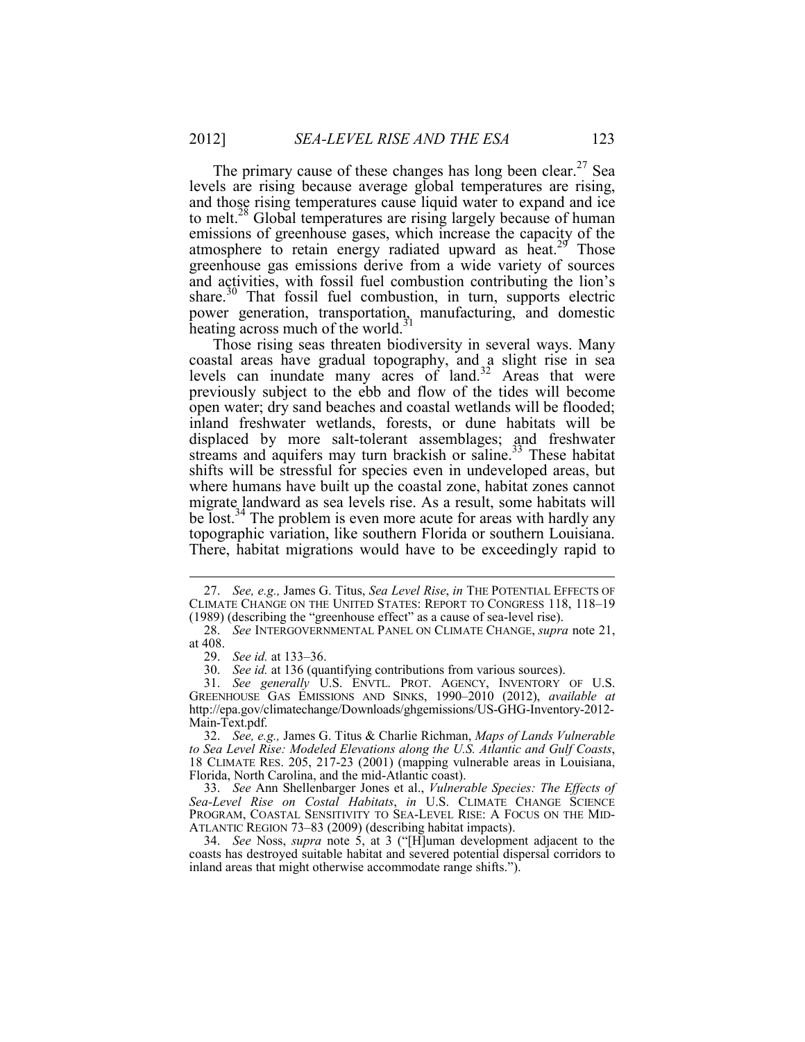The primary cause of these changes has long been clear.[27] Sea levels are rising because average global temperatures are rising, and those rising temperatures cause liquid water to expand and ice to melt.[28] Global temperatures are rising largely because of human emissions of greenhouse gases, which increase the capacity of the atmosphere to retain energy radiated upward as heat.[29] Those greenhouse gas emissions derive from a wide variety of sources and activities, with fossil fuel combustion contributing the lion's share.[30] That fossil fuel combustion, in turn, supports electric power generation, transportation, manufacturing, and domestic heating across much of the world.[31]

Those rising seas threaten biodiversity in several ways. Many coastal areas have gradual topography, and a slight rise in sea levels can inundate many acres of land.[32] Areas that were previously subject to the ebb and flow of the tides will become open water; dry sand beaches and coastal wetlands will be flooded; inland freshwater wetlands, forests, or dune habitats will be displaced by more salt-tolerant assemblages; and freshwater streams and aquifers may turn brackish or saline.[33] These habitat shifts will be stressful for species even in undeveloped areas, but where humans have built up the coastal zone, habitat zones cannot migrate landward as sea levels rise. As a result, some habitats will be lost.[34] The problem is even more acute for areas with hardly any topographic variation, like southern Florida or southern Louisiana. There, habitat migrations would have to be exceedingly rapid to

---

27. *See, e.g.,* James G. Titus, *Sea Level Rise*, *in* THE POTENTIAL EFFECTS OF CLIMATE CHANGE ON THE UNITED STATES: REPORT TO CONGRESS 118, 118–19 (1989) (describing the "greenhouse effect" as a cause of sea-level rise).

28. *See* INTERGOVERNMENTAL PANEL ON CLIMATE CHANGE, *supra* note 21, at 408.

29. *See id.* at 133–36.

30. *See id.* at 136 (quantifying contributions from various sources).

31. *See generally* U.S. ENVTL. PROT. AGENCY, INVENTORY OF U.S. GREENHOUSE GAS EMISSIONS AND SINKS, 1990–2010 (2012), *available at* http://epa.gov/climatechange/Downloads/ghgemissions/US-GHG-Inventory-2012-Main-Text.pdf.

32. *See, e.g.,* James G. Titus & Charlie Richman, *Maps of Lands Vulnerable to Sea Level Rise: Modeled Elevations along the U.S. Atlantic and Gulf Coasts*, 18 CLIMATE RES. 205, 217-23 (2001) (mapping vulnerable areas in Louisiana, Florida, North Carolina, and the mid-Atlantic coast).

33. *See* Ann Shellenbarger Jones et al., *Vulnerable Species: The Effects of Sea-Level Rise on Costal Habitats*, *in* U.S. CLIMATE CHANGE SCIENCE PROGRAM, COASTAL SENSITIVITY TO SEA-LEVEL RISE: A FOCUS ON THE MID-ATLANTIC REGION 73–83 (2009) (describing habitat impacts).

34. *See* Noss, *supra* note 5, at 3 ("[H]uman development adjacent to the coasts has destroyed suitable habitat and severed potential dispersal corridors to inland areas that might otherwise accommodate range shifts.").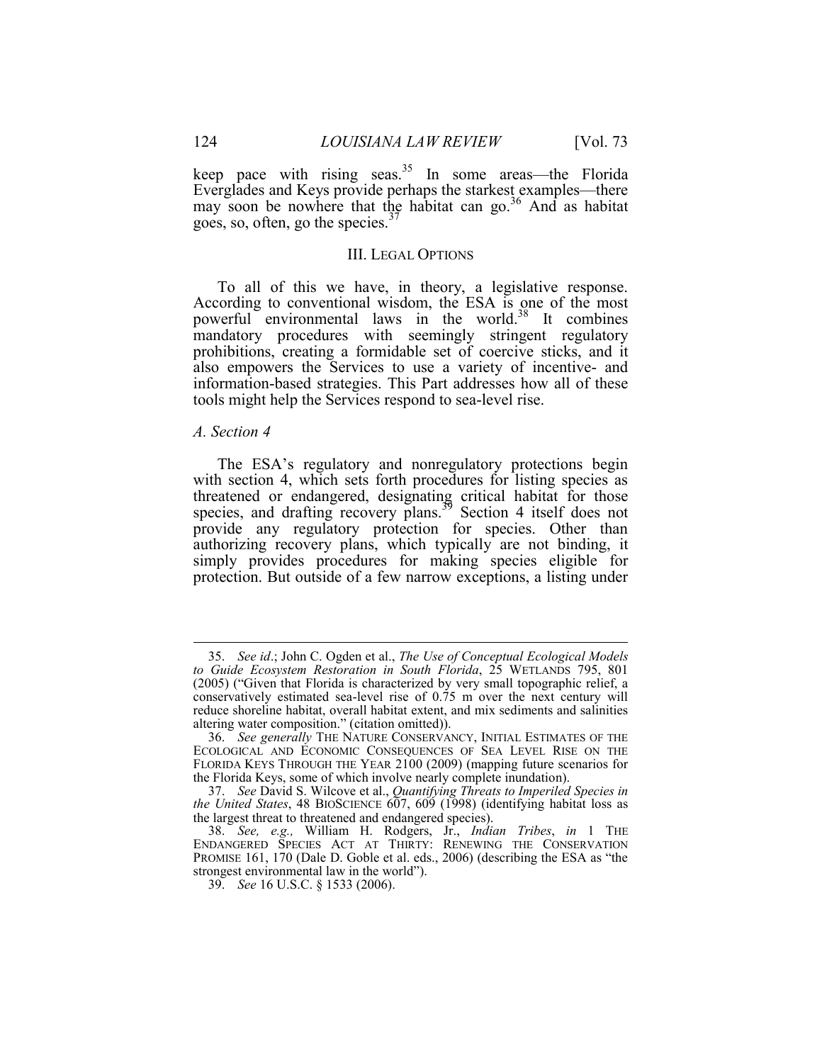keep pace with rising seas.[35] In some areas—the Florida Everglades and Keys provide perhaps the starkest examples—there may soon be nowhere that the habitat can go.[36] And as habitat goes, so, often, go the species.[37]

## III. LEGAL OPTIONS

To all of this we have, in theory, a legislative response. According to conventional wisdom, the ESA is one of the most powerful environmental laws in the world.[38] It combines mandatory procedures with seemingly stringent regulatory prohibitions, creating a formidable set of coercive sticks, and it also empowers the Services to use a variety of incentive- and information-based strategies. This Part addresses how all of these tools might help the Services respond to sea-level rise.

### *A. Section 4*

The ESA's regulatory and nonregulatory protections begin with section 4, which sets forth procedures for listing species as threatened or endangered, designating critical habitat for those species, and drafting recovery plans.[39] Section 4 itself does not provide any regulatory protection for species. Other than authorizing recovery plans, which typically are not binding, it simply provides procedures for making species eligible for protection. But outside of a few narrow exceptions, a listing under

---

35. *See id*.; John C. Ogden et al., *The Use of Conceptual Ecological Models to Guide Ecosystem Restoration in South Florida*, 25 WETLANDS 795, 801 (2005) ("Given that Florida is characterized by very small topographic relief, a conservatively estimated sea-level rise of 0.75 m over the next century will reduce shoreline habitat, overall habitat extent, and mix sediments and salinities altering water composition." (citation omitted)).

36. *See generally* THE NATURE CONSERVANCY, INITIAL ESTIMATES OF THE ECOLOGICAL AND ECONOMIC CONSEQUENCES OF SEA LEVEL RISE ON THE FLORIDA KEYS THROUGH THE YEAR 2100 (2009) (mapping future scenarios for the Florida Keys, some of which involve nearly complete inundation).

37. *See* David S. Wilcove et al., *Quantifying Threats to Imperiled Species in the United States*, 48 BIOSCIENCE 607, 609 (1998) (identifying habitat loss as the largest threat to threatened and endangered species).

38. *See, e.g.,* William H. Rodgers, Jr., *Indian Tribes*, *in* 1 THE ENDANGERED SPECIES ACT AT THIRTY: RENEWING THE CONSERVATION PROMISE 161, 170 (Dale D. Goble et al. eds., 2006) (describing the ESA as "the strongest environmental law in the world").

39. *See* 16 U.S.C. § 1533 (2006).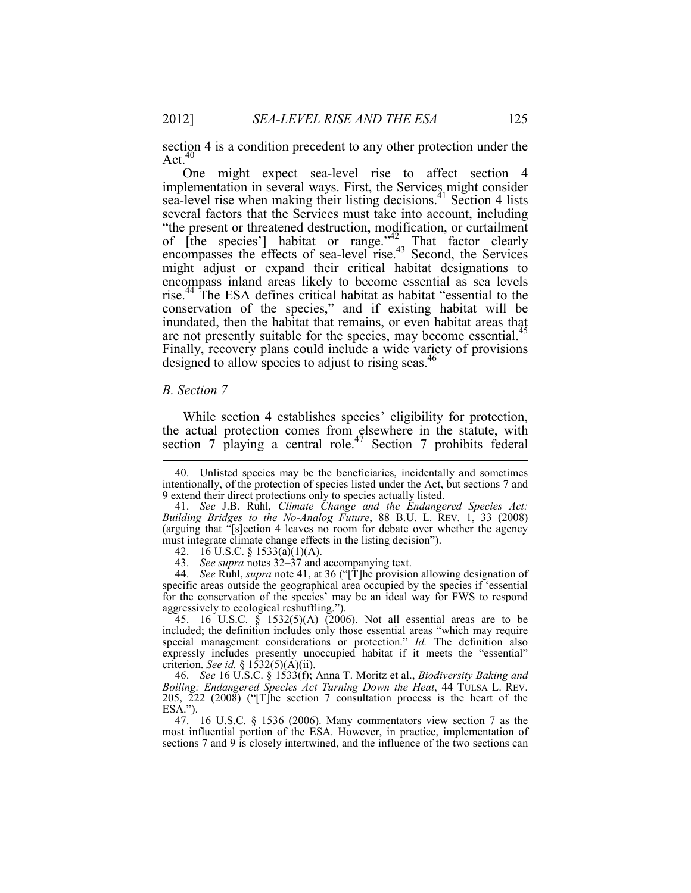section 4 is a condition precedent to any other protection under the Act.[40]

One might expect sea-level rise to affect section 4 implementation in several ways. First, the Services might consider sea-level rise when making their listing decisions.[41] Section 4 lists several factors that the Services must take into account, including "the present or threatened destruction, modification, or curtailment of [the species'] habitat or range."[42] That factor clearly encompasses the effects of sea-level rise.[43] Second, the Services might adjust or expand their critical habitat designations to encompass inland areas likely to become essential as sea levels rise.[44] The ESA defines critical habitat as habitat "essential to the conservation of the species," and if existing habitat will be inundated, then the habitat that remains, or even habitat areas that are not presently suitable for the species, may become essential.[45] Finally, recovery plans could include a wide variety of provisions designed to allow species to adjust to rising seas.[46]

### *B. Section 7*

While section 4 establishes species' eligibility for protection, the actual protection comes from elsewhere in the statute, with section 7 playing a central role.[47] Section 7 prohibits federal

---

40. Unlisted species may be the beneficiaries, incidentally and sometimes intentionally, of the protection of species listed under the Act, but sections 7 and 9 extend their direct protections only to species actually listed.

41. *See* J.B. Ruhl, *Climate Change and the Endangered Species Act: Building Bridges to the No-Analog Future*, 88 B.U. L. REV. 1, 33 (2008) (arguing that "[s]ection 4 leaves no room for debate over whether the agency must integrate climate change effects in the listing decision").

42. 16 U.S.C. § 1533(a)(1)(A).

43. *See supra* notes 32–37 and accompanying text.

44. *See* Ruhl, *supra* note 41, at 36 ("[T]he provision allowing designation of specific areas outside the geographical area occupied by the species if 'essential for the conservation of the species' may be an ideal way for FWS to respond aggressively to ecological reshuffling.").

45. 16 U.S.C. § 1532(5)(A) (2006). Not all essential areas are to be included; the definition includes only those essential areas "which may require special management considerations or protection." *Id.* The definition also expressly includes presently unoccupied habitat if it meets the "essential" criterion. *See id.* § 1532(5)(A)(ii).

46. *See* 16 U.S.C. § 1533(f); Anna T. Moritz et al., *Biodiversity Baking and Boiling: Endangered Species Act Turning Down the Heat*, 44 TULSA L. REV. 205, 222 (2008) ("[T]he section 7 consultation process is the heart of the ESA.").

47. 16 U.S.C. § 1536 (2006). Many commentators view section 7 as the most influential portion of the ESA. However, in practice, implementation of sections 7 and 9 is closely intertwined, and the influence of the two sections can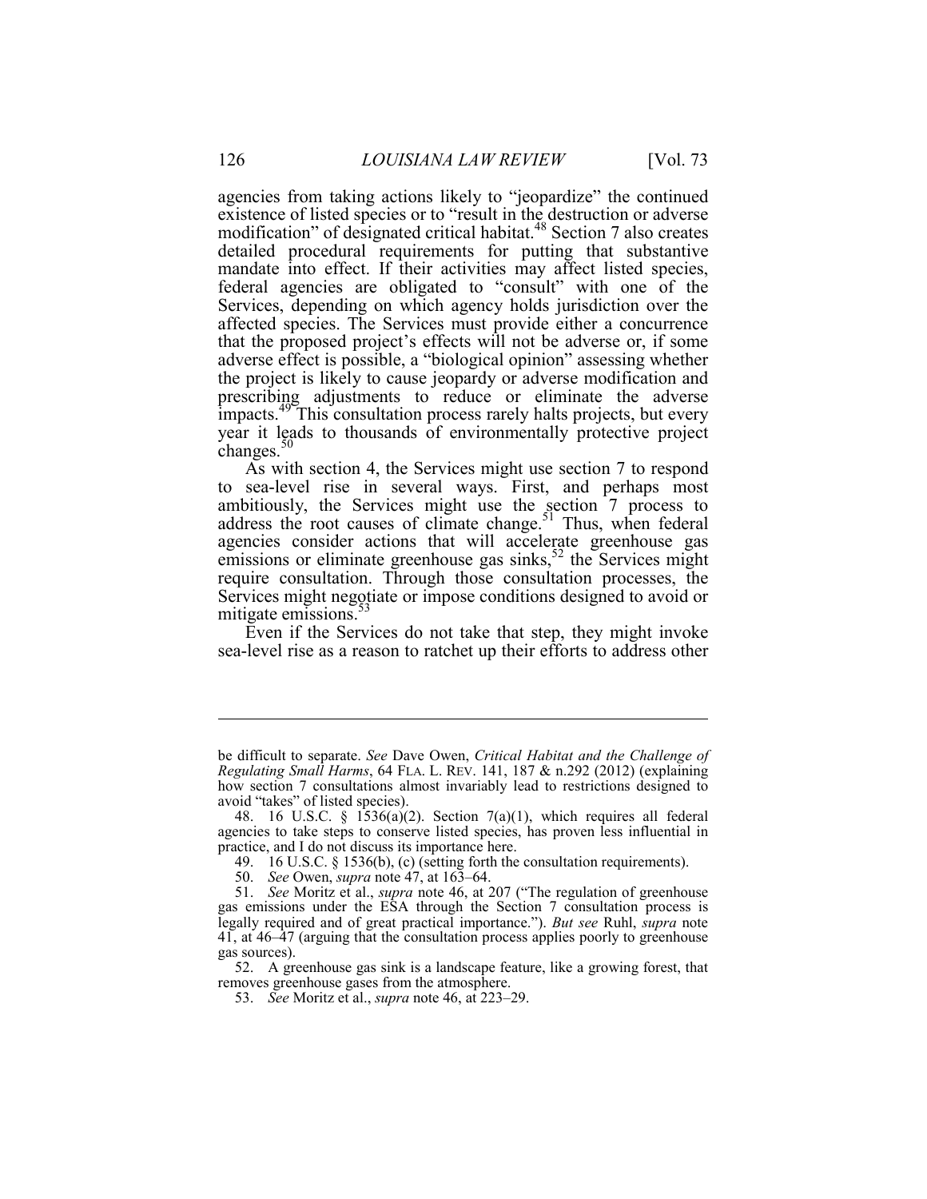agencies from taking actions likely to "jeopardize" the continued existence of listed species or to "result in the destruction or adverse modification" of designated critical habitat.[48] Section 7 also creates detailed procedural requirements for putting that substantive mandate into effect. If their activities may affect listed species, federal agencies are obligated to "consult" with one of the Services, depending on which agency holds jurisdiction over the affected species. The Services must provide either a concurrence that the proposed project's effects will not be adverse or, if some adverse effect is possible, a "biological opinion" assessing whether the project is likely to cause jeopardy or adverse modification and prescribing adjustments to reduce or eliminate the adverse impacts.[49] This consultation process rarely halts projects, but every year it leads to thousands of environmentally protective project changes.[50]

As with section 4, the Services might use section 7 to respond to sea-level rise in several ways. First, and perhaps most ambitiously, the Services might use the section 7 process to address the root causes of climate change.[51] Thus, when federal agencies consider actions that will accelerate greenhouse gas emissions or eliminate greenhouse gas sinks,[52] the Services might require consultation. Through those consultation processes, the Services might negotiate or impose conditions designed to avoid or mitigate emissions.[53]

Even if the Services do not take that step, they might invoke sea-level rise as a reason to ratchet up their efforts to address other

---

be difficult to separate. *See* Dave Owen, *Critical Habitat and the Challenge of Regulating Small Harms*, 64 FLA. L. REV. 141, 187 & n.292 (2012) (explaining how section 7 consultations almost invariably lead to restrictions designed to avoid "takes" of listed species).

48. 16 U.S.C. § 1536(a)(2). Section 7(a)(1), which requires all federal agencies to take steps to conserve listed species, has proven less influential in practice, and I do not discuss its importance here.

49. 16 U.S.C. § 1536(b), (c) (setting forth the consultation requirements).

50. *See* Owen, *supra* note 47, at 163–64.

51. *See* Moritz et al., *supra* note 46, at 207 ("The regulation of greenhouse gas emissions under the ESA through the Section 7 consultation process is legally required and of great practical importance."). *But see* Ruhl, *supra* note 41, at 46–47 (arguing that the consultation process applies poorly to greenhouse gas sources).

52. A greenhouse gas sink is a landscape feature, like a growing forest, that removes greenhouse gases from the atmosphere.

53. *See* Moritz et al., *supra* note 46, at 223–29.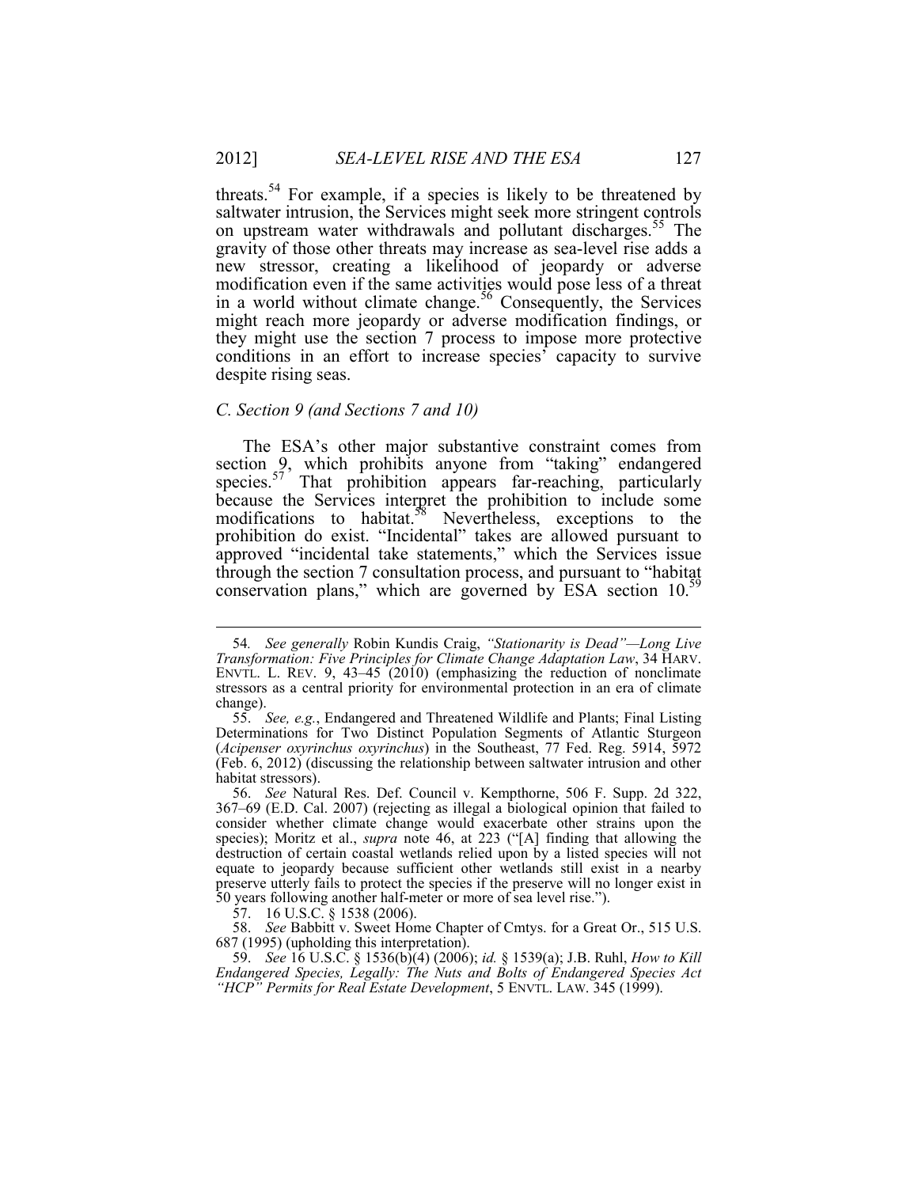threats.[54] For example, if a species is likely to be threatened by saltwater intrusion, the Services might seek more stringent controls on upstream water withdrawals and pollutant discharges.[55] The gravity of those other threats may increase as sea-level rise adds a new stressor, creating a likelihood of jeopardy or adverse modification even if the same activities would pose less of a threat in a world without climate change.[56] Consequently, the Services might reach more jeopardy or adverse modification findings, or they might use the section 7 process to impose more protective conditions in an effort to increase species' capacity to survive despite rising seas.

### *C. Section 9 (and Sections 7 and 10)*

The ESA's other major substantive constraint comes from section 9, which prohibits anyone from "taking" endangered species.[57] That prohibition appears far-reaching, particularly because the Services interpret the prohibition to include some modifications to habitat.[58] Nevertheless, exceptions to the prohibition do exist. "Incidental" takes are allowed pursuant to approved "incidental take statements," which the Services issue through the section 7 consultation process, and pursuant to "habitat conservation plans," which are governed by ESA section 10.[59]

---

54. *See generally* Robin Kundis Craig, *"Stationarity is Dead"—Long Live Transformation: Five Principles for Climate Change Adaptation Law*, 34 HARV. ENVTL. L. REV. 9, 43–45 (2010) (emphasizing the reduction of nonclimate stressors as a central priority for environmental protection in an era of climate change).

55. *See, e.g.*, Endangered and Threatened Wildlife and Plants; Final Listing Determinations for Two Distinct Population Segments of Atlantic Sturgeon (*Acipenser oxyrinchus oxyrinchus*) in the Southeast, 77 Fed. Reg. 5914, 5972 (Feb. 6, 2012) (discussing the relationship between saltwater intrusion and other habitat stressors).

56. *See* Natural Res. Def. Council v. Kempthorne, 506 F. Supp. 2d 322, 367–69 (E.D. Cal. 2007) (rejecting as illegal a biological opinion that failed to consider whether climate change would exacerbate other strains upon the species); Moritz et al., *supra* note 46, at 223 ("[A] finding that allowing the destruction of certain coastal wetlands relied upon by a listed species will not equate to jeopardy because sufficient other wetlands still exist in a nearby preserve utterly fails to protect the species if the preserve will no longer exist in 50 years following another half-meter or more of sea level rise.").

57. 16 U.S.C. § 1538 (2006).

58. *See* Babbitt v. Sweet Home Chapter of Cmtys. for a Great Or., 515 U.S. 687 (1995) (upholding this interpretation).

59. *See* 16 U.S.C. § 1536(b)(4) (2006); *id.* § 1539(a); J.B. Ruhl, *How to Kill Endangered Species, Legally: The Nuts and Bolts of Endangered Species Act "HCP" Permits for Real Estate Development*, 5 ENVTL. LAW. 345 (1999).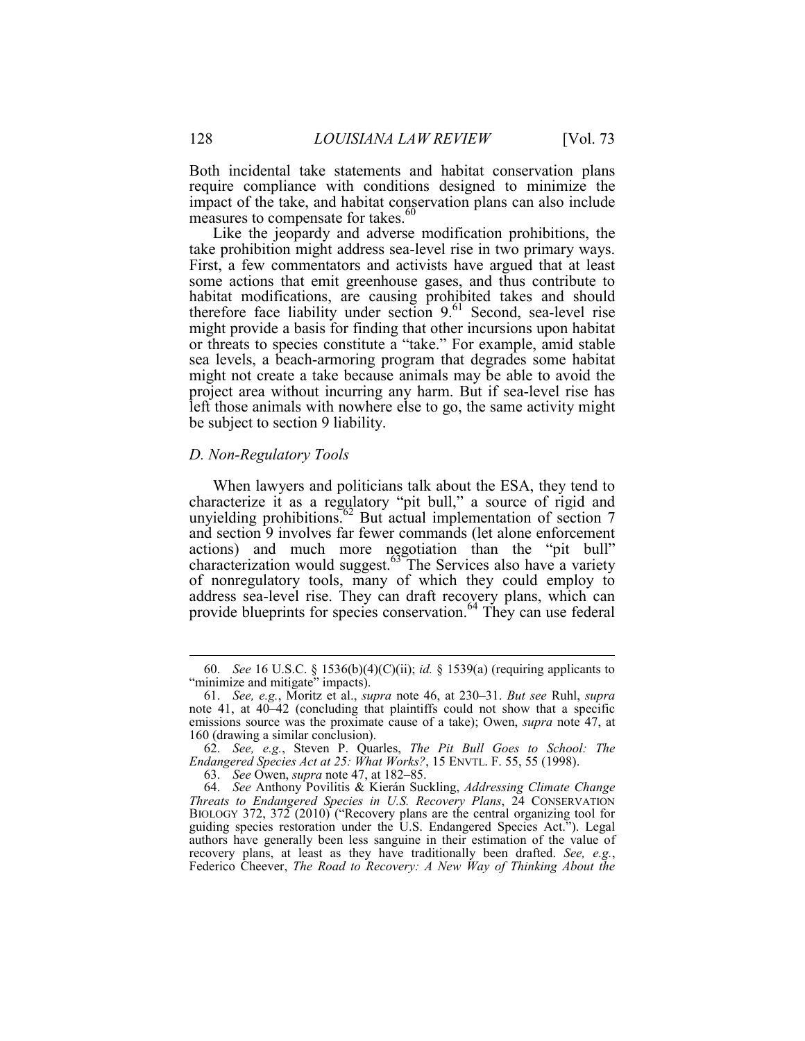Both incidental take statements and habitat conservation plans require compliance with conditions designed to minimize the impact of the take, and habitat conservation plans can also include measures to compensate for takes.[60]

Like the jeopardy and adverse modification prohibitions, the take prohibition might address sea-level rise in two primary ways. First, a few commentators and activists have argued that at least some actions that emit greenhouse gases, and thus contribute to habitat modifications, are causing prohibited takes and should therefore face liability under section 9.[61] Second, sea-level rise might provide a basis for finding that other incursions upon habitat or threats to species constitute a "take." For example, amid stable sea levels, a beach-armoring program that degrades some habitat might not create a take because animals may be able to avoid the project area without incurring any harm. But if sea-level rise has left those animals with nowhere else to go, the same activity might be subject to section 9 liability.

### *D. Non-Regulatory Tools*

When lawyers and politicians talk about the ESA, they tend to characterize it as a regulatory "pit bull," a source of rigid and unyielding prohibitions.[62] But actual implementation of section 7 and section 9 involves far fewer commands (let alone enforcement actions) and much more negotiation than the "pit bull" characterization would suggest.[63] The Services also have a variety of nonregulatory tools, many of which they could employ to address sea-level rise. They can draft recovery plans, which can provide blueprints for species conservation.[64] They can use federal

---

60. *See* 16 U.S.C. § 1536(b)(4)(C)(ii); *id.* § 1539(a) (requiring applicants to "minimize and mitigate" impacts).

61. *See, e.g.*, Moritz et al., *supra* note 46, at 230–31. *But see* Ruhl, *supra* note 41, at 40–42 (concluding that plaintiffs could not show that a specific emissions source was the proximate cause of a take); Owen, *supra* note 47, at 160 (drawing a similar conclusion).

62. *See, e.g.*, Steven P. Quarles, *The Pit Bull Goes to School: The Endangered Species Act at 25: What Works?*, 15 ENVTL. F. 55, 55 (1998).

63. *See* Owen, *supra* note 47, at 182–85.

64. *See* Anthony Povilitis & Kierán Suckling, *Addressing Climate Change Threats to Endangered Species in U.S. Recovery Plans*, 24 CONSERVATION BIOLOGY 372, 372 (2010) ("Recovery plans are the central organizing tool for guiding species restoration under the U.S. Endangered Species Act."). Legal authors have generally been less sanguine in their estimation of the value of recovery plans, at least as they have traditionally been drafted. *See, e.g.*, Federico Cheever, *The Road to Recovery: A New Way of Thinking About the*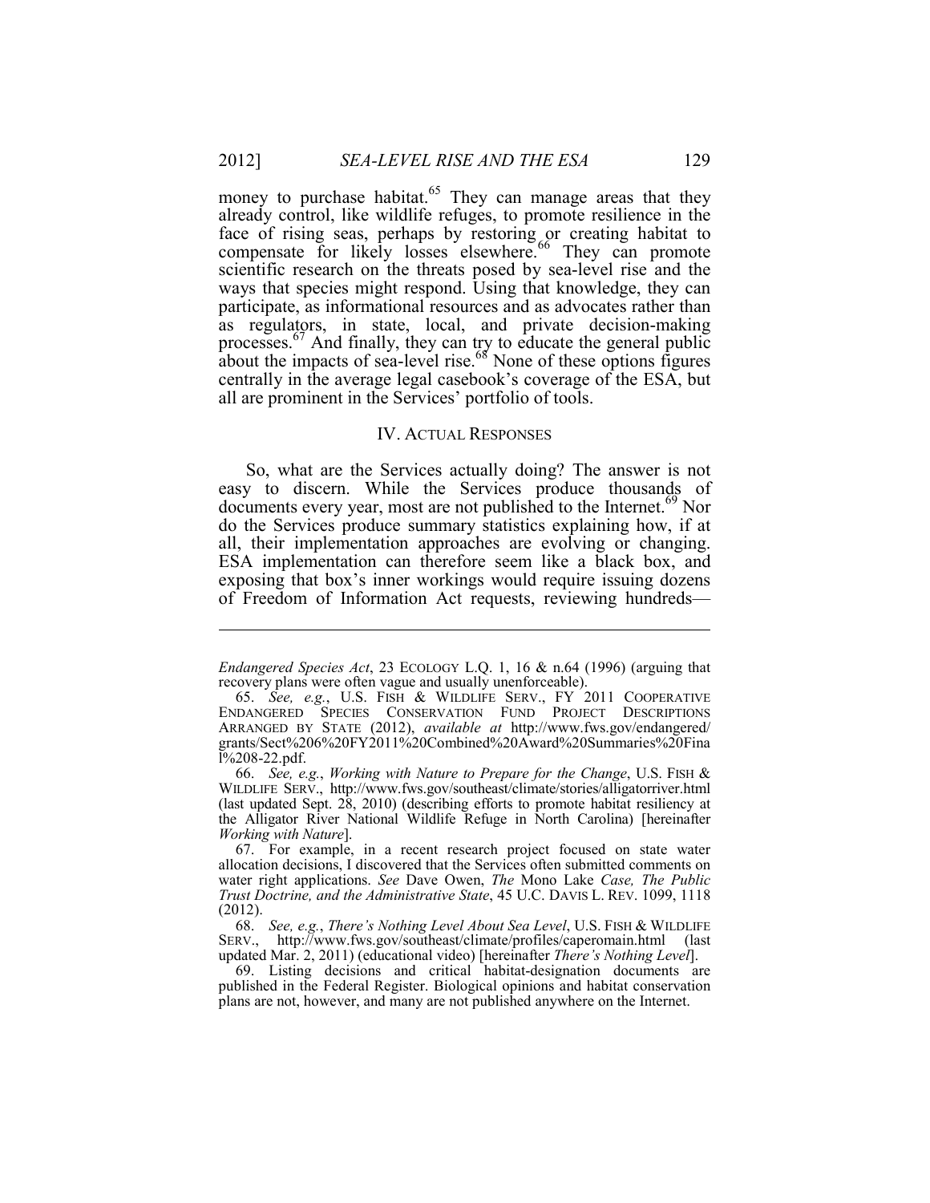money to purchase habitat.[65] They can manage areas that they already control, like wildlife refuges, to promote resilience in the face of rising seas, perhaps by restoring or creating habitat to compensate for likely losses elsewhere.[66] They can promote scientific research on the threats posed by sea-level rise and the ways that species might respond. Using that knowledge, they can participate, as informational resources and as advocates rather than as regulators, in state, local, and private decision-making processes.[67] And finally, they can try to educate the general public about the impacts of sea-level rise.[68] None of these options figures centrally in the average legal casebook's coverage of the ESA, but all are prominent in the Services' portfolio of tools.

## IV. ACTUAL RESPONSES

So, what are the Services actually doing? The answer is not easy to discern. While the Services produce thousands of documents every year, most are not published to the Internet.[69] Nor do the Services produce summary statistics explaining how, if at all, their implementation approaches are evolving or changing. ESA implementation can therefore seem like a black box, and exposing that box's inner workings would require issuing dozens of Freedom of Information Act requests, reviewing hundreds—

---

*Endangered Species Act*, 23 ECOLOGY L.Q. 1, 16 & n.64 (1996) (arguing that recovery plans were often vague and usually unenforceable).

65. *See, e.g.*, U.S. FISH & WILDLIFE SERV., FY 2011 COOPERATIVE ENDANGERED SPECIES CONSERVATION FUND PROJECT DESCRIPTIONS ARRANGED BY STATE (2012), *available at* http://www.fws.gov/endangered/grants/Sect%206%20FY2011%20Combined%20Award%20Summaries%20Final%208-22.pdf.

66. *See, e.g.*, *Working with Nature to Prepare for the Change*, U.S. FISH & WILDLIFE SERV., http://www.fws.gov/southeast/climate/stories/alligatorriver.html (last updated Sept. 28, 2010) (describing efforts to promote habitat resiliency at the Alligator River National Wildlife Refuge in North Carolina) [hereinafter *Working with Nature*].

67. For example, in a recent research project focused on state water allocation decisions, I discovered that the Services often submitted comments on water right applications. *See* Dave Owen, *The* Mono Lake *Case, The Public Trust Doctrine, and the Administrative State*, 45 U.C. DAVIS L. REV. 1099, 1118 (2012).

68. *See, e.g.*, *There's Nothing Level About Sea Level*, U.S. FISH & WILDLIFE SERV., http://www.fws.gov/southeast/climate/profiles/caperomain.html (last updated Mar. 2, 2011) (educational video) [hereinafter *There's Nothing Level*].

69. Listing decisions and critical habitat-designation documents are published in the Federal Register. Biological opinions and habitat conservation plans are not, however, and many are not published anywhere on the Internet.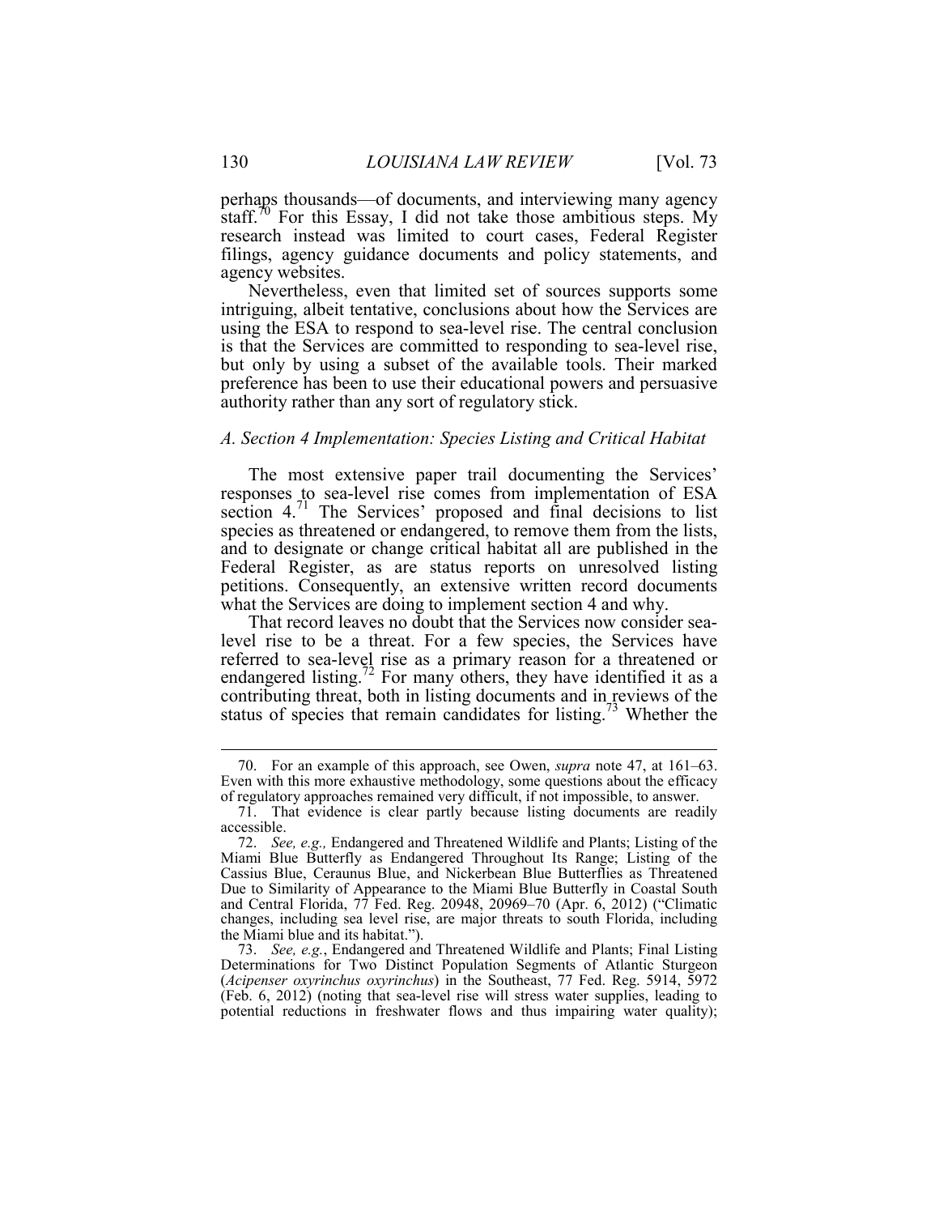perhaps thousands—of documents, and interviewing many agency staff.[70] For this Essay, I did not take those ambitious steps. My research instead was limited to court cases, Federal Register filings, agency guidance documents and policy statements, and agency websites.

Nevertheless, even that limited set of sources supports some intriguing, albeit tentative, conclusions about how the Services are using the ESA to respond to sea-level rise. The central conclusion is that the Services are committed to responding to sea-level rise, but only by using a subset of the available tools. Their marked preference has been to use their educational powers and persuasive authority rather than any sort of regulatory stick.

### *A. Section 4 Implementation: Species Listing and Critical Habitat*

The most extensive paper trail documenting the Services' responses to sea-level rise comes from implementation of ESA section 4.[71] The Services' proposed and final decisions to list species as threatened or endangered, to remove them from the lists, and to designate or change critical habitat all are published in the Federal Register, as are status reports on unresolved listing petitions. Consequently, an extensive written record documents what the Services are doing to implement section 4 and why.

That record leaves no doubt that the Services now consider sea-level rise to be a threat. For a few species, the Services have referred to sea-level rise as a primary reason for a threatened or endangered listing.[72] For many others, they have identified it as a contributing threat, both in listing documents and in reviews of the status of species that remain candidates for listing.[73] Whether the

---

70. For an example of this approach, see Owen, *supra* note 47, at 161–63. Even with this more exhaustive methodology, some questions about the efficacy of regulatory approaches remained very difficult, if not impossible, to answer.

71. That evidence is clear partly because listing documents are readily accessible.

72. *See, e.g.,* Endangered and Threatened Wildlife and Plants; Listing of the Miami Blue Butterfly as Endangered Throughout Its Range; Listing of the Cassius Blue, Ceraunus Blue, and Nickerbean Blue Butterflies as Threatened Due to Similarity of Appearance to the Miami Blue Butterfly in Coastal South and Central Florida, 77 Fed. Reg. 20948, 20969–70 (Apr. 6, 2012) ("Climatic changes, including sea level rise, are major threats to south Florida, including the Miami blue and its habitat.").

73. *See, e.g.*, Endangered and Threatened Wildlife and Plants; Final Listing Determinations for Two Distinct Population Segments of Atlantic Sturgeon (*Acipenser oxyrinchus oxyrinchus*) in the Southeast, 77 Fed. Reg. 5914, 5972 (Feb. 6, 2012) (noting that sea-level rise will stress water supplies, leading to potential reductions in freshwater flows and thus impairing water quality);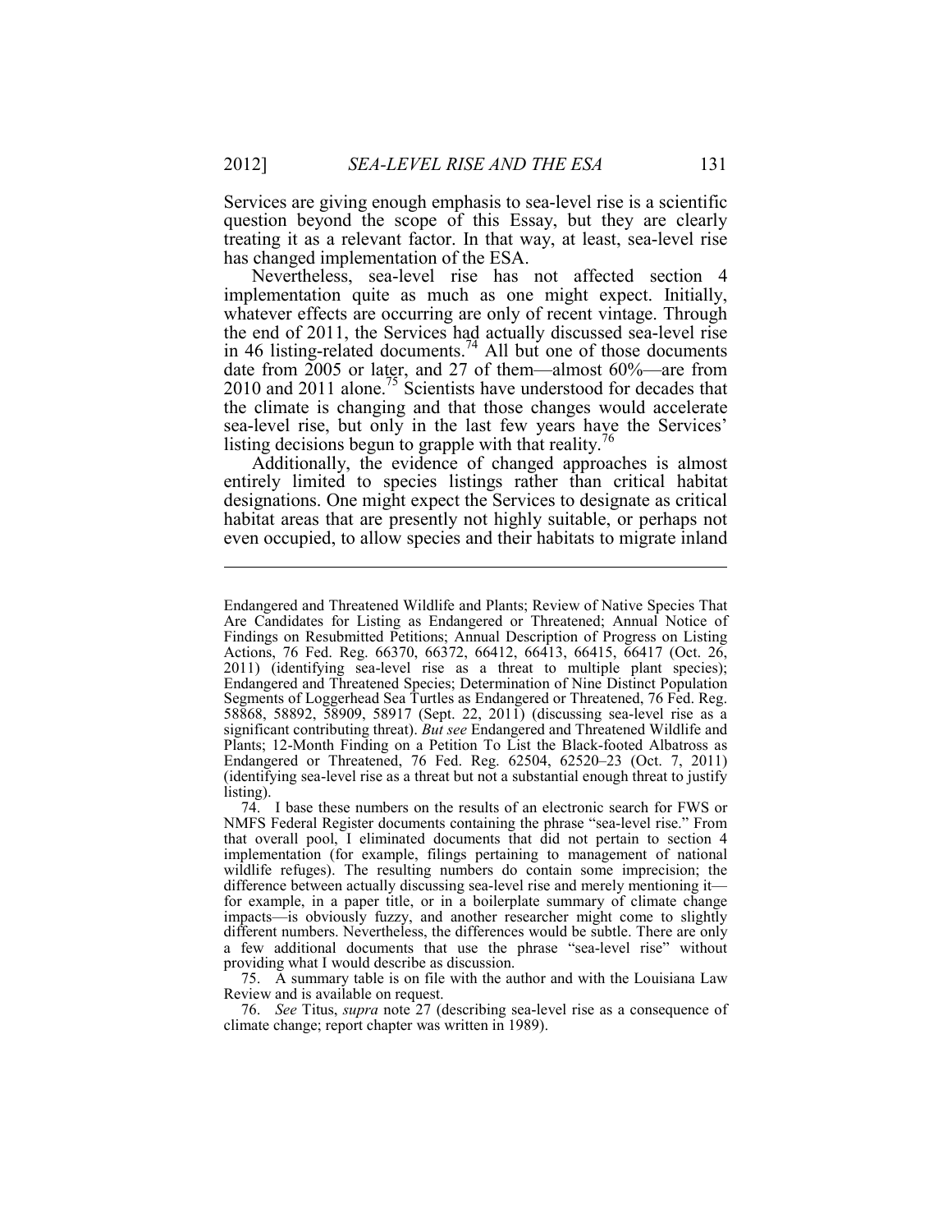Services are giving enough emphasis to sea-level rise is a scientific question beyond the scope of this Essay, but they are clearly treating it as a relevant factor. In that way, at least, sea-level rise has changed implementation of the ESA.

Nevertheless, sea-level rise has not affected section 4 implementation quite as much as one might expect. Initially, whatever effects are occurring are only of recent vintage. Through the end of 2011, the Services had actually discussed sea-level rise in 46 listing-related documents.[74] All but one of those documents date from 2005 or later, and 27 of them—almost 60%—are from 2010 and 2011 alone.[75] Scientists have understood for decades that the climate is changing and that those changes would accelerate sea-level rise, but only in the last few years have the Services' listing decisions begun to grapple with that reality.[76]

Additionally, the evidence of changed approaches is almost entirely limited to species listings rather than critical habitat designations. One might expect the Services to designate as critical habitat areas that are presently not highly suitable, or perhaps not even occupied, to allow species and their habitats to migrate inland

---

Endangered and Threatened Wildlife and Plants; Review of Native Species That Are Candidates for Listing as Endangered or Threatened; Annual Notice of Findings on Resubmitted Petitions; Annual Description of Progress on Listing Actions, 76 Fed. Reg. 66370, 66372, 66412, 66413, 66415, 66417 (Oct. 26, 2011) (identifying sea-level rise as a threat to multiple plant species); Endangered and Threatened Species; Determination of Nine Distinct Population Segments of Loggerhead Sea Turtles as Endangered or Threatened, 76 Fed. Reg. 58868, 58892, 58909, 58917 (Sept. 22, 2011) (discussing sea-level rise as a significant contributing threat). *But see* Endangered and Threatened Wildlife and Plants; 12-Month Finding on a Petition To List the Black-footed Albatross as Endangered or Threatened, 76 Fed. Reg. 62504, 62520–23 (Oct. 7, 2011) (identifying sea-level rise as a threat but not a substantial enough threat to justify listing).

74. I base these numbers on the results of an electronic search for FWS or NMFS Federal Register documents containing the phrase "sea-level rise." From that overall pool, I eliminated documents that did not pertain to section 4 implementation (for example, filings pertaining to management of national wildlife refuges). The resulting numbers do contain some imprecision; the difference between actually discussing sea-level rise and merely mentioning it—for example, in a paper title, or in a boilerplate summary of climate change impacts—is obviously fuzzy, and another researcher might come to slightly different numbers. Nevertheless, the differences would be subtle. There are only a few additional documents that use the phrase "sea-level rise" without providing what I would describe as discussion.

75. A summary table is on file with the author and with the Louisiana Law Review and is available on request.

76. *See* Titus, *supra* note 27 (describing sea-level rise as a consequence of climate change; report chapter was written in 1989).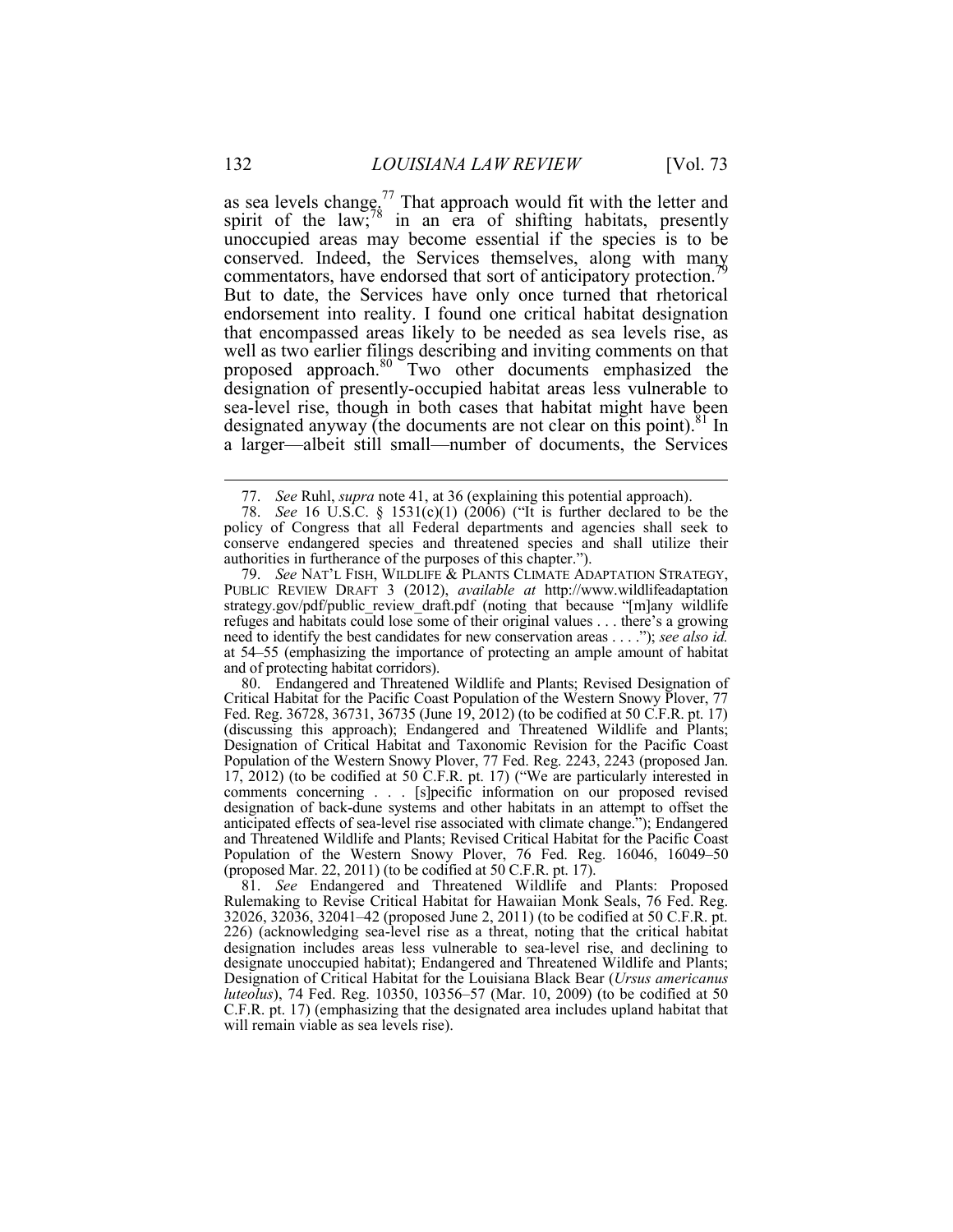as sea levels change.[77] That approach would fit with the letter and spirit of the law;[78] in an era of shifting habitats, presently unoccupied areas may become essential if the species is to be conserved. Indeed, the Services themselves, along with many commentators, have endorsed that sort of anticipatory protection.[79] But to date, the Services have only once turned that rhetorical endorsement into reality. I found one critical habitat designation that encompassed areas likely to be needed as sea levels rise, as well as two earlier filings describing and inviting comments on that proposed approach.[80] Two other documents emphasized the designation of presently-occupied habitat areas less vulnerable to sea-level rise, though in both cases that habitat might have been designated anyway (the documents are not clear on this point).[81] In a larger—albeit still small—number of documents, the Services

---

77. *See* Ruhl, *supra* note 41, at 36 (explaining this potential approach).

78. *See* 16 U.S.C. § 1531(c)(1) (2006) ("It is further declared to be the policy of Congress that all Federal departments and agencies shall seek to conserve endangered species and threatened species and shall utilize their authorities in furtherance of the purposes of this chapter.").

79. *See* NAT'L FISH, WILDLIFE & PLANTS CLIMATE ADAPTATION STRATEGY, PUBLIC REVIEW DRAFT 3 (2012), *available at* http://www.wildlifeadaptation strategy.gov/pdf/public_review_draft.pdf (noting that because "[m]any wildlife refuges and habitats could lose some of their original values . . . there's a growing need to identify the best candidates for new conservation areas . . . ."); *see also id.* at 54–55 (emphasizing the importance of protecting an ample amount of habitat and of protecting habitat corridors).

80. Endangered and Threatened Wildlife and Plants; Revised Designation of Critical Habitat for the Pacific Coast Population of the Western Snowy Plover, 77 Fed. Reg. 36728, 36731, 36735 (June 19, 2012) (to be codified at 50 C.F.R. pt. 17) (discussing this approach); Endangered and Threatened Wildlife and Plants; Designation of Critical Habitat and Taxonomic Revision for the Pacific Coast Population of the Western Snowy Plover, 77 Fed. Reg. 2243, 2243 (proposed Jan. 17, 2012) (to be codified at 50 C.F.R. pt. 17) ("We are particularly interested in comments concerning . . . [s]pecific information on our proposed revised designation of back-dune systems and other habitats in an attempt to offset the anticipated effects of sea-level rise associated with climate change."); Endangered and Threatened Wildlife and Plants; Revised Critical Habitat for the Pacific Coast Population of the Western Snowy Plover, 76 Fed. Reg. 16046, 16049–50 (proposed Mar. 22, 2011) (to be codified at 50 C.F.R. pt. 17).

81. *See* Endangered and Threatened Wildlife and Plants: Proposed Rulemaking to Revise Critical Habitat for Hawaiian Monk Seals, 76 Fed. Reg. 32026, 32036, 32041–42 (proposed June 2, 2011) (to be codified at 50 C.F.R. pt. 226) (acknowledging sea-level rise as a threat, noting that the critical habitat designation includes areas less vulnerable to sea-level rise, and declining to designate unoccupied habitat); Endangered and Threatened Wildlife and Plants; Designation of Critical Habitat for the Louisiana Black Bear (*Ursus americanus luteolus*), 74 Fed. Reg. 10350, 10356–57 (Mar. 10, 2009) (to be codified at 50 C.F.R. pt. 17) (emphasizing that the designated area includes upland habitat that will remain viable as sea levels rise).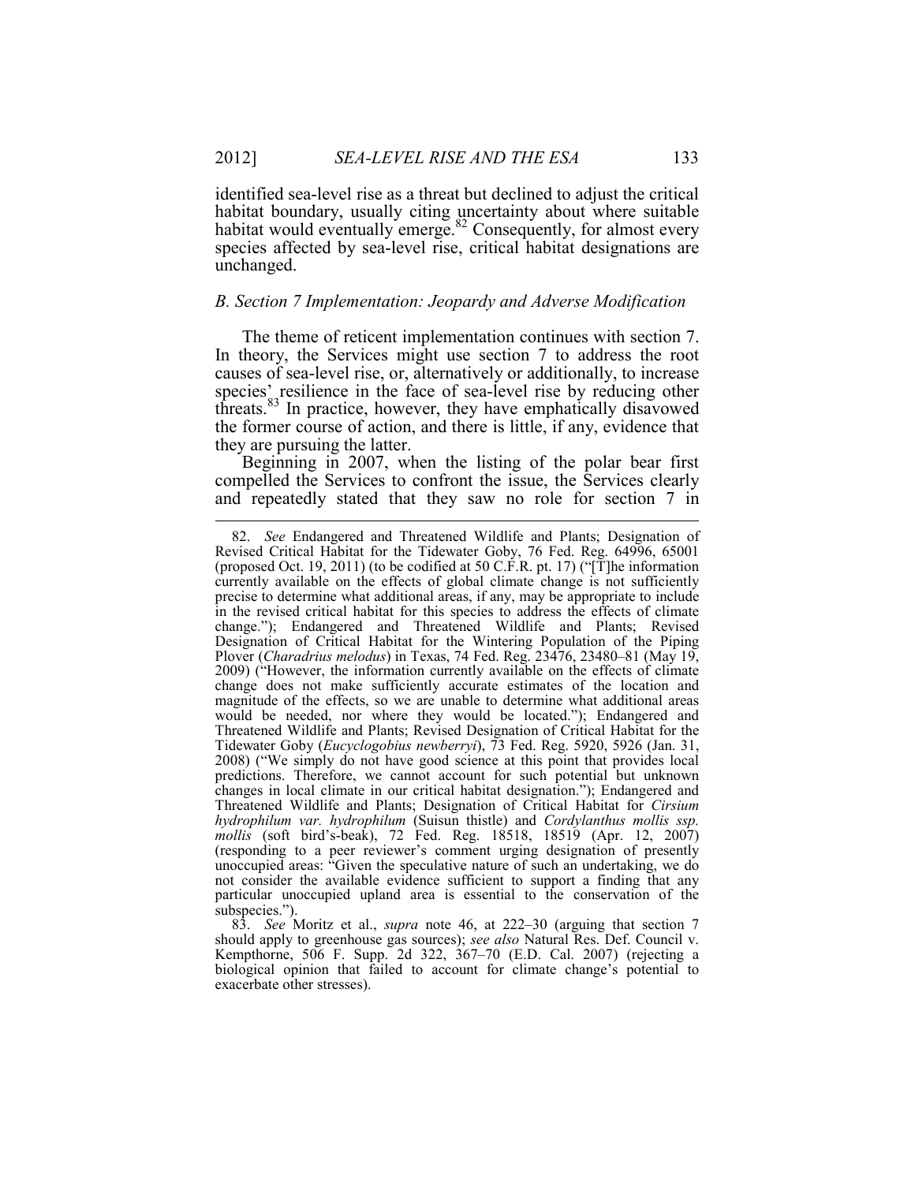identified sea-level rise as a threat but declined to adjust the critical habitat boundary, usually citing uncertainty about where suitable habitat would eventually emerge.[82] Consequently, for almost every species affected by sea-level rise, critical habitat designations are unchanged.

### *B. Section 7 Implementation: Jeopardy and Adverse Modification*

The theme of reticent implementation continues with section 7. In theory, the Services might use section 7 to address the root causes of sea-level rise, or, alternatively or additionally, to increase species' resilience in the face of sea-level rise by reducing other threats.[83] In practice, however, they have emphatically disavowed the former course of action, and there is little, if any, evidence that they are pursuing the latter.

Beginning in 2007, when the listing of the polar bear first compelled the Services to confront the issue, the Services clearly and repeatedly stated that they saw no role for section 7 in

---

82. *See* Endangered and Threatened Wildlife and Plants; Designation of Revised Critical Habitat for the Tidewater Goby, 76 Fed. Reg. 64996, 65001 (proposed Oct. 19, 2011) (to be codified at 50 C.F.R. pt. 17) ("[T]he information currently available on the effects of global climate change is not sufficiently precise to determine what additional areas, if any, may be appropriate to include in the revised critical habitat for this species to address the effects of climate change."); Endangered and Threatened Wildlife and Plants; Revised Designation of Critical Habitat for the Wintering Population of the Piping Plover (*Charadrius melodus*) in Texas, 74 Fed. Reg. 23476, 23480–81 (May 19, 2009) ("However, the information currently available on the effects of climate change does not make sufficiently accurate estimates of the location and magnitude of the effects, so we are unable to determine what additional areas would be needed, nor where they would be located."); Endangered and Threatened Wildlife and Plants; Revised Designation of Critical Habitat for the Tidewater Goby (*Eucyclogobius newberryi*), 73 Fed. Reg. 5920, 5926 (Jan. 31, 2008) ("We simply do not have good science at this point that provides local predictions. Therefore, we cannot account for such potential but unknown changes in local climate in our critical habitat designation."); Endangered and Threatened Wildlife and Plants; Designation of Critical Habitat for *Cirsium hydrophilum var. hydrophilum* (Suisun thistle) and *Cordylanthus mollis ssp. mollis* (soft bird's-beak), 72 Fed. Reg. 18518, 18519 (Apr. 12, 2007) (responding to a peer reviewer's comment urging designation of presently unoccupied areas: "Given the speculative nature of such an undertaking, we do not consider the available evidence sufficient to support a finding that any particular unoccupied upland area is essential to the conservation of the subspecies.").

83. *See* Moritz et al., *supra* note 46, at 222–30 (arguing that section 7 should apply to greenhouse gas sources); *see also* Natural Res. Def. Council v. Kempthorne, 506 F. Supp. 2d 322, 367–70 (E.D. Cal. 2007) (rejecting a biological opinion that failed to account for climate change's potential to exacerbate other stresses).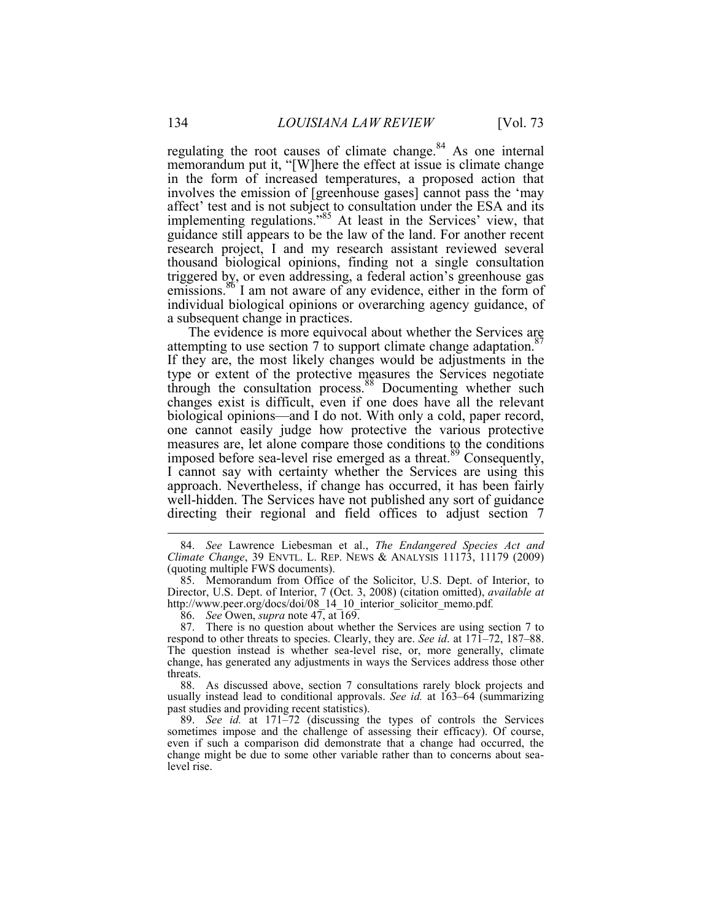regulating the root causes of climate change.[84] As one internal memorandum put it, "[W]here the effect at issue is climate change in the form of increased temperatures, a proposed action that involves the emission of [greenhouse gases] cannot pass the 'may affect' test and is not subject to consultation under the ESA and its implementing regulations."[85] At least in the Services' view, that guidance still appears to be the law of the land. For another recent research project, I and my research assistant reviewed several thousand biological opinions, finding not a single consultation triggered by, or even addressing, a federal action's greenhouse gas emissions.[86] I am not aware of any evidence, either in the form of individual biological opinions or overarching agency guidance, of a subsequent change in practices.

The evidence is more equivocal about whether the Services are attempting to use section 7 to support climate change adaptation.[87] If they are, the most likely changes would be adjustments in the type or extent of the protective measures the Services negotiate through the consultation process.[88] Documenting whether such changes exist is difficult, even if one does have all the relevant biological opinions—and I do not. With only a cold, paper record, one cannot easily judge how protective the various protective measures are, let alone compare those conditions to the conditions imposed before sea-level rise emerged as a threat.[89] Consequently, I cannot say with certainty whether the Services are using this approach. Nevertheless, if change has occurred, it has been fairly well-hidden. The Services have not published any sort of guidance directing their regional and field offices to adjust section 7

---

84. *See* Lawrence Liebesman et al., *The Endangered Species Act and Climate Change*, 39 ENVTL. L. REP. NEWS & ANALYSIS 11173, 11179 (2009) (quoting multiple FWS documents).

85. Memorandum from Office of the Solicitor, U.S. Dept. of Interior, to Director, U.S. Dept. of Interior, 7 (Oct. 3, 2008) (citation omitted), *available at* http://www.peer.org/docs/doi/08_14_10_interior_solicitor_memo.pdf.

86. *See* Owen, *supra* note 47, at 169.

87. There is no question about whether the Services are using section 7 to respond to other threats to species. Clearly, they are. *See id*. at 171–72, 187–88. The question instead is whether sea-level rise, or, more generally, climate change, has generated any adjustments in ways the Services address those other threats.

88. As discussed above, section 7 consultations rarely block projects and usually instead lead to conditional approvals. *See id.* at 163–64 (summarizing past studies and providing recent statistics).

89. *See id.* at 171–72 (discussing the types of controls the Services sometimes impose and the challenge of assessing their efficacy). Of course, even if such a comparison did demonstrate that a change had occurred, the change might be due to some other variable rather than to concerns about sea-level rise.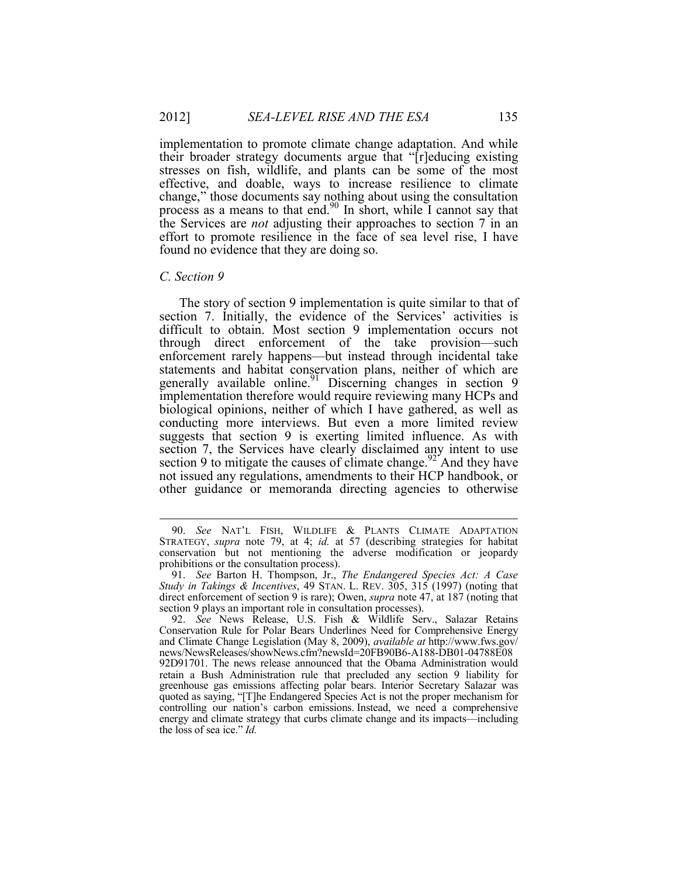implementation to promote climate change adaptation. And while their broader strategy documents argue that "[r]educing existing stresses on fish, wildlife, and plants can be some of the most effective, and doable, ways to increase resilience to climate change," those documents say nothing about using the consultation process as a means to that end.[90] In short, while I cannot say that the Services are *not* adjusting their approaches to section 7 in an effort to promote resilience in the face of sea level rise, I have found no evidence that they are doing so.

### *C. Section 9*

The story of section 9 implementation is quite similar to that of section 7. Initially, the evidence of the Services' activities is difficult to obtain. Most section 9 implementation occurs not through direct enforcement of the take provision—such enforcement rarely happens—but instead through incidental take statements and habitat conservation plans, neither of which are generally available online.[91] Discerning changes in section 9 implementation therefore would require reviewing many HCPs and biological opinions, neither of which I have gathered, as well as conducting more interviews. But even a more limited review suggests that section 9 is exerting limited influence. As with section 7, the Services have clearly disclaimed any intent to use section 9 to mitigate the causes of climate change.[92] And they have not issued any regulations, amendments to their HCP handbook, or other guidance or memoranda directing agencies to otherwise

---

90. *See* NAT'L FISH, WILDLIFE & PLANTS CLIMATE ADAPTATION STRATEGY, *supra* note 79, at 4; *id.* at 57 (describing strategies for habitat conservation but not mentioning the adverse modification or jeopardy prohibitions or the consultation process).

91. *See* Barton H. Thompson, Jr., *The Endangered Species Act: A Case Study in Takings & Incentives*, 49 STAN. L. REV. 305, 315 (1997) (noting that direct enforcement of section 9 is rare); Owen, *supra* note 47, at 187 (noting that section 9 plays an important role in consultation processes).

92. *See* News Release, U.S. Fish & Wildlife Serv., Salazar Retains Conservation Rule for Polar Bears Underlines Need for Comprehensive Energy and Climate Change Legislation (May 8, 2009), *available at* http://www.fws.gov/news/NewsReleases/showNews.cfm?newsId=20FB90B6-A188-DB01-04788E0892D91701. The news release announced that the Obama Administration would retain a Bush Administration rule that precluded any section 9 liability for greenhouse gas emissions affecting polar bears. Interior Secretary Salazar was quoted as saying, "[T]he Endangered Species Act is not the proper mechanism for controlling our nation's carbon emissions. Instead, we need a comprehensive energy and climate strategy that curbs climate change and its impacts—including the loss of sea ice." *Id.*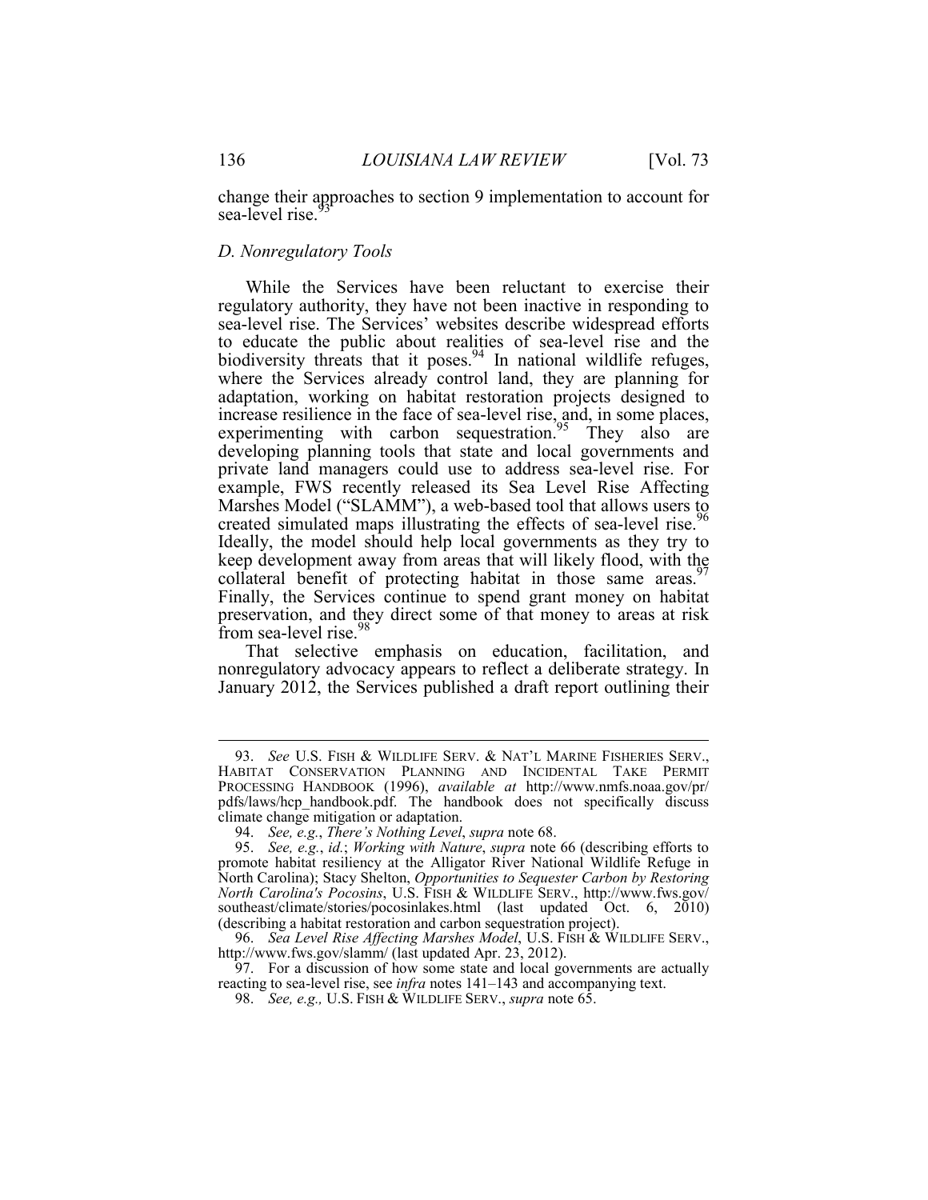change their approaches to section 9 implementation to account for sea-level rise.[93]

### D. Nonregulatory Tools

While the Services have been reluctant to exercise their regulatory authority, they have not been inactive in responding to sea-level rise. The Services' websites describe widespread efforts to educate the public about realities of sea-level rise and the biodiversity threats that it poses.[94] In national wildlife refuges, where the Services already control land, they are planning for adaptation, working on habitat restoration projects designed to increase resilience in the face of sea-level rise, and, in some places, experimenting with carbon sequestration.[95] They also are developing planning tools that state and local governments and private land managers could use to address sea-level rise. For example, FWS recently released its Sea Level Rise Affecting Marshes Model ("SLAMM"), a web-based tool that allows users to created simulated maps illustrating the effects of sea-level rise.[96] Ideally, the model should help local governments as they try to keep development away from areas that will likely flood, with the collateral benefit of protecting habitat in those same areas.[97] Finally, the Services continue to spend grant money on habitat preservation, and they direct some of that money to areas at risk from sea-level rise.[98]

That selective emphasis on education, facilitation, and nonregulatory advocacy appears to reflect a deliberate strategy. In January 2012, the Services published a draft report outlining their

---

93. *See* U.S. FISH & WILDLIFE SERV. & NAT'L MARINE FISHERIES SERV., HABITAT CONSERVATION PLANNING AND INCIDENTAL TAKE PERMIT PROCESSING HANDBOOK (1996), *available at* http://www.nmfs.noaa.gov/pr/pdfs/laws/hcp_handbook.pdf. The handbook does not specifically discuss climate change mitigation or adaptation.

94. *See, e.g.*, *There's Nothing Level*, *supra* note 68.

95. *See, e.g.*, *id.*; *Working with Nature*, *supra* note 66 (describing efforts to promote habitat resiliency at the Alligator River National Wildlife Refuge in North Carolina); Stacy Shelton, *Opportunities to Sequester Carbon by Restoring North Carolina's Pocosins*, U.S. FISH & WILDLIFE SERV., http://www.fws.gov/southeast/climate/stories/pocosinlakes.html (last updated Oct. 6, 2010) (describing a habitat restoration and carbon sequestration project).

96. *Sea Level Rise Affecting Marshes Model*, U.S. FISH & WILDLIFE SERV., http://www.fws.gov/slamm/ (last updated Apr. 23, 2012).

97. For a discussion of how some state and local governments are actually reacting to sea-level rise, see *infra* notes 141–143 and accompanying text.

98. *See, e.g.,* U.S. FISH & WILDLIFE SERV., *supra* note 65.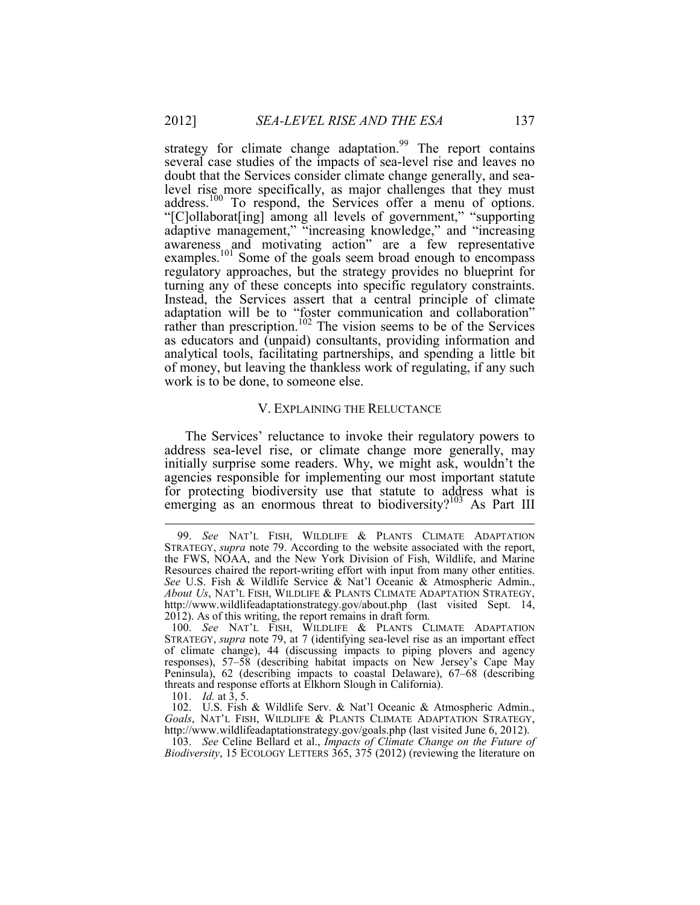strategy for climate change adaptation.[99] The report contains several case studies of the impacts of sea-level rise and leaves no doubt that the Services consider climate change generally, and sea-level rise more specifically, as major challenges that they must address.[100] To respond, the Services offer a menu of options. "[C]ollaborat[ing] among all levels of government," "supporting adaptive management," "increasing knowledge," and "increasing awareness and motivating action" are a few representative examples.[101] Some of the goals seem broad enough to encompass regulatory approaches, but the strategy provides no blueprint for turning any of these concepts into specific regulatory constraints. Instead, the Services assert that a central principle of climate adaptation will be to "foster communication and collaboration" rather than prescription.[102] The vision seems to be of the Services as educators and (unpaid) consultants, providing information and analytical tools, facilitating partnerships, and spending a little bit of money, but leaving the thankless work of regulating, if any such work is to be done, to someone else.

## V. EXPLAINING THE RELUCTANCE

The Services' reluctance to invoke their regulatory powers to address sea-level rise, or climate change more generally, may initially surprise some readers. Why, we might ask, wouldn't the agencies responsible for implementing our most important statute for protecting biodiversity use that statute to address what is emerging as an enormous threat to biodiversity?[103] As Part III

---

99. *See* NAT'L FISH, WILDLIFE & PLANTS CLIMATE ADAPTATION STRATEGY, *supra* note 79. According to the website associated with the report, the FWS, NOAA, and the New York Division of Fish, Wildlife, and Marine Resources chaired the report-writing effort with input from many other entities. *See* U.S. Fish & Wildlife Service & Nat'l Oceanic & Atmospheric Admin., *About Us*, NAT'L FISH, WILDLIFE & PLANTS CLIMATE ADAPTATION STRATEGY, http://www.wildlifeadaptationstrategy.gov/about.php (last visited Sept. 14, 2012). As of this writing, the report remains in draft form.

100. *See* NAT'L FISH, WILDLIFE & PLANTS CLIMATE ADAPTATION STRATEGY, *supra* note 79, at 7 (identifying sea-level rise as an important effect of climate change), 44 (discussing impacts to piping plovers and agency responses), 57–58 (describing habitat impacts on New Jersey's Cape May Peninsula), 62 (describing impacts to coastal Delaware), 67–68 (describing threats and response efforts at Elkhorn Slough in California).

101. *Id.* at 3, 5.

102. U.S. Fish & Wildlife Serv. & Nat'l Oceanic & Atmospheric Admin., *Goals*, NAT'L FISH, WILDLIFE & PLANTS CLIMATE ADAPTATION STRATEGY, http://www.wildlifeadaptationstrategy.gov/goals.php (last visited June 6, 2012).

103. *See* Celine Bellard et al., *Impacts of Climate Change on the Future of Biodiversity*, 15 ECOLOGY LETTERS 365, 375 (2012) (reviewing the literature on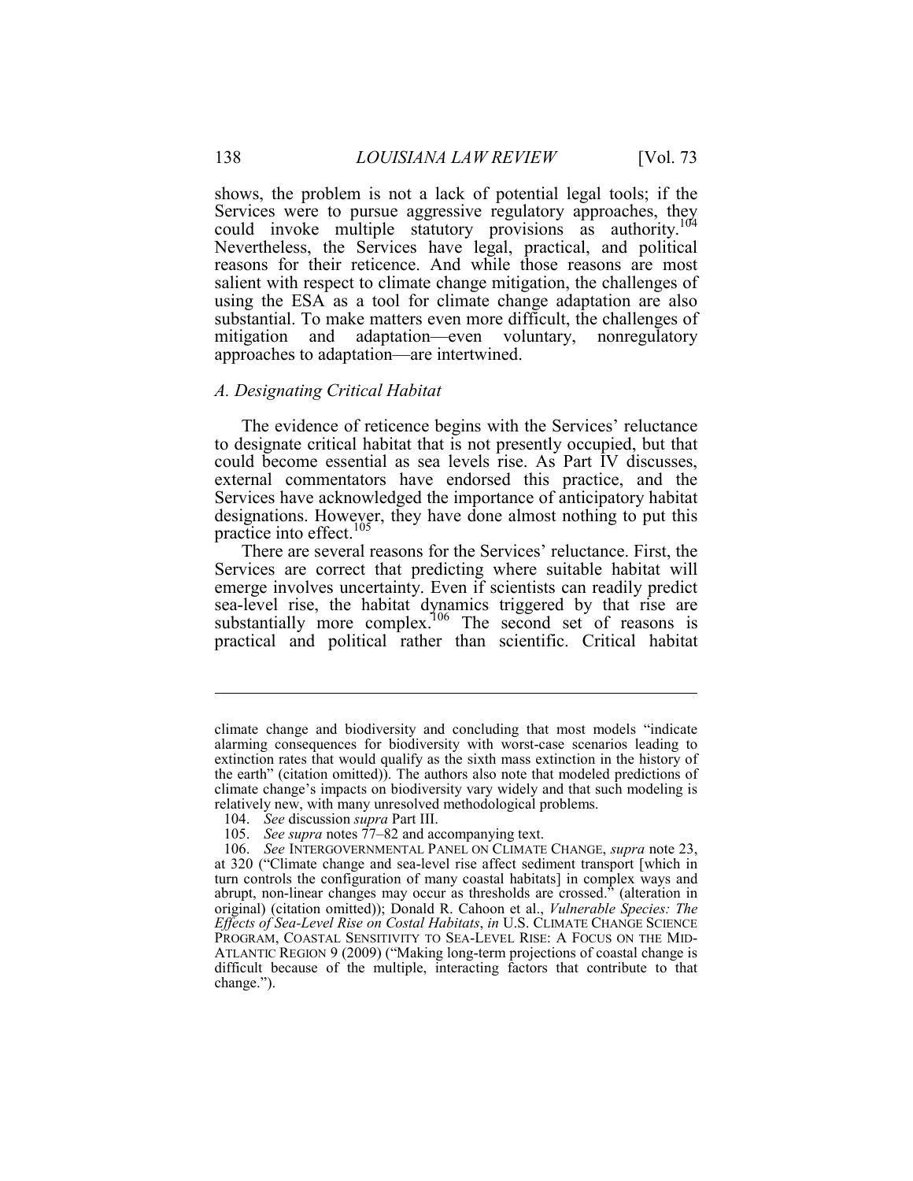shows, the problem is not a lack of potential legal tools; if the Services were to pursue aggressive regulatory approaches, they could invoke multiple statutory provisions as authority.[104] Nevertheless, the Services have legal, practical, and political reasons for their reticence. And while those reasons are most salient with respect to climate change mitigation, the challenges of using the ESA as a tool for climate change adaptation are also substantial. To make matters even more difficult, the challenges of mitigation and adaptation—even voluntary, nonregulatory approaches to adaptation—are intertwined.

### *A. Designating Critical Habitat*

The evidence of reticence begins with the Services' reluctance to designate critical habitat that is not presently occupied, but that could become essential as sea levels rise. As Part IV discusses, external commentators have endorsed this practice, and the Services have acknowledged the importance of anticipatory habitat designations. However, they have done almost nothing to put this practice into effect.[105]

There are several reasons for the Services' reluctance. First, the Services are correct that predicting where suitable habitat will emerge involves uncertainty. Even if scientists can readily predict sea-level rise, the habitat dynamics triggered by that rise are substantially more complex.[106] The second set of reasons is practical and political rather than scientific. Critical habitat

---

climate change and biodiversity and concluding that most models "indicate alarming consequences for biodiversity with worst-case scenarios leading to extinction rates that would qualify as the sixth mass extinction in the history of the earth" (citation omitted)). The authors also note that modeled predictions of climate change's impacts on biodiversity vary widely and that such modeling is relatively new, with many unresolved methodological problems.

104. *See* discussion *supra* Part III.

105. *See supra* notes 77–82 and accompanying text.

106. *See* INTERGOVERNMENTAL PANEL ON CLIMATE CHANGE, *supra* note 23, at 320 ("Climate change and sea-level rise affect sediment transport [which in turn controls the configuration of many coastal habitats] in complex ways and abrupt, non-linear changes may occur as thresholds are crossed." (alteration in original) (citation omitted)); Donald R. Cahoon et al., *Vulnerable Species: The Effects of Sea-Level Rise on Costal Habitats*, *in* U.S. CLIMATE CHANGE SCIENCE PROGRAM, COASTAL SENSITIVITY TO SEA-LEVEL RISE: A FOCUS ON THE MID-ATLANTIC REGION 9 (2009) ("Making long-term projections of coastal change is difficult because of the multiple, interacting factors that contribute to that change.").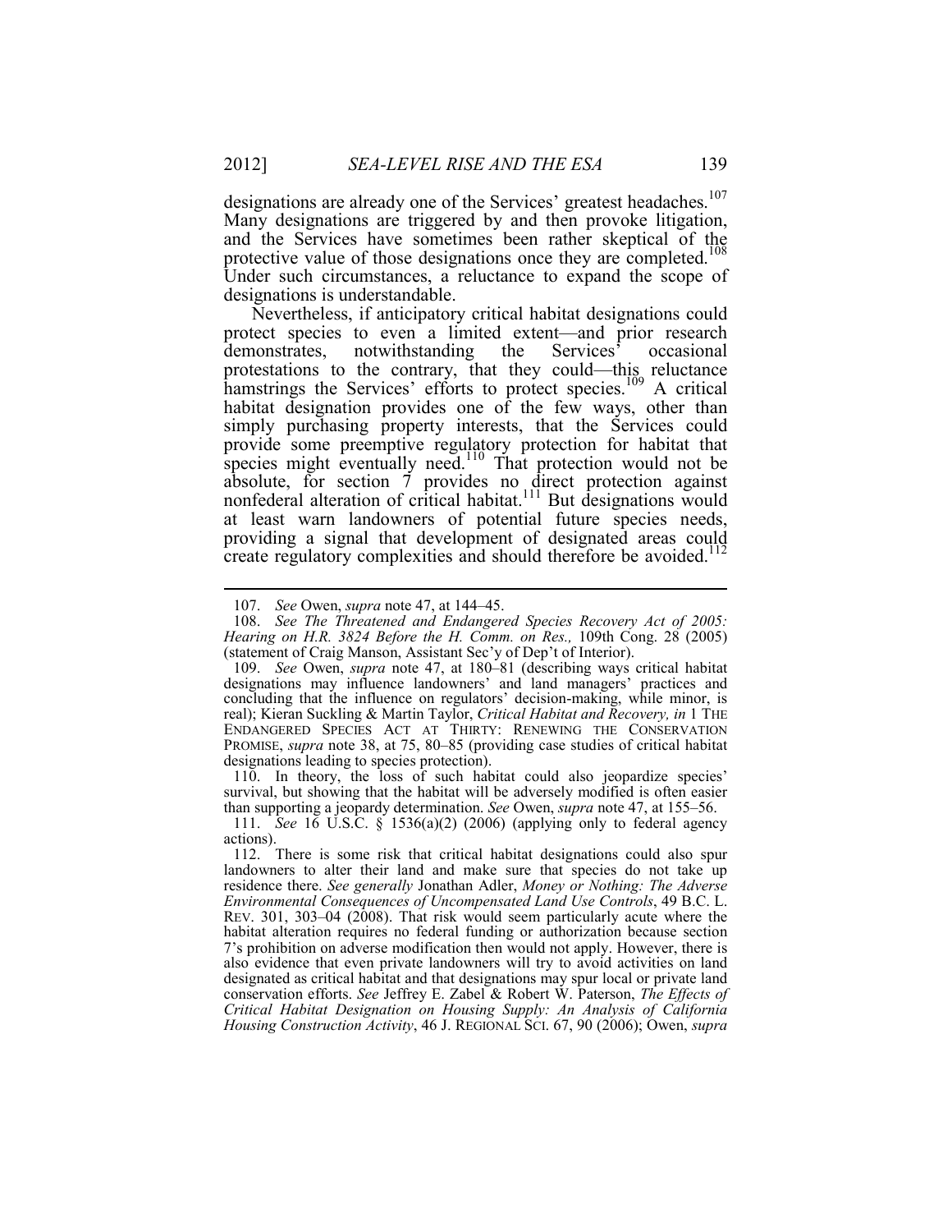designations are already one of the Services' greatest headaches.[107] Many designations are triggered by and then provoke litigation, and the Services have sometimes been rather skeptical of the protective value of those designations once they are completed.[108] Under such circumstances, a reluctance to expand the scope of designations is understandable.

Nevertheless, if anticipatory critical habitat designations could protect species to even a limited extent—and prior research demonstrates, notwithstanding the Services' occasional protestations to the contrary, that they could—this reluctance hamstrings the Services' efforts to protect species.[109] A critical habitat designation provides one of the few ways, other than simply purchasing property interests, that the Services could provide some preemptive regulatory protection for habitat that species might eventually need.[110] That protection would not be absolute, for section 7 provides no direct protection against nonfederal alteration of critical habitat.[111] But designations would at least warn landowners of potential future species needs, providing a signal that development of designated areas could create regulatory complexities and should therefore be avoided.[112]

---

107. *See* Owen, *supra* note 47, at 144–45.

108. *See The Threatened and Endangered Species Recovery Act of 2005: Hearing on H.R. 3824 Before the H. Comm. on Res.,* 109th Cong. 28 (2005) (statement of Craig Manson, Assistant Sec'y of Dep't of Interior).

109. *See* Owen, *supra* note 47, at 180–81 (describing ways critical habitat designations may influence landowners' and land managers' practices and concluding that the influence on regulators' decision-making, while minor, is real); Kieran Suckling & Martin Taylor, *Critical Habitat and Recovery, in* 1 THE ENDANGERED SPECIES ACT AT THIRTY: RENEWING THE CONSERVATION PROMISE, *supra* note 38, at 75, 80–85 (providing case studies of critical habitat designations leading to species protection).

110. In theory, the loss of such habitat could also jeopardize species' survival, but showing that the habitat will be adversely modified is often easier than supporting a jeopardy determination. *See* Owen, *supra* note 47, at 155–56.

111. *See* 16 U.S.C. § 1536(a)(2) (2006) (applying only to federal agency actions).

112. There is some risk that critical habitat designations could also spur landowners to alter their land and make sure that species do not take up residence there. *See generally* Jonathan Adler, *Money or Nothing: The Adverse Environmental Consequences of Uncompensated Land Use Controls*, 49 B.C. L. REV. 301, 303–04 (2008). That risk would seem particularly acute where the habitat alteration requires no federal funding or authorization because section 7's prohibition on adverse modification then would not apply. However, there is also evidence that even private landowners will try to avoid activities on land designated as critical habitat and that designations may spur local or private land conservation efforts. *See* Jeffrey E. Zabel & Robert W. Paterson, *The Effects of Critical Habitat Designation on Housing Supply: An Analysis of California Housing Construction Activity*, 46 J. REGIONAL SCI. 67, 90 (2006); Owen, *supra*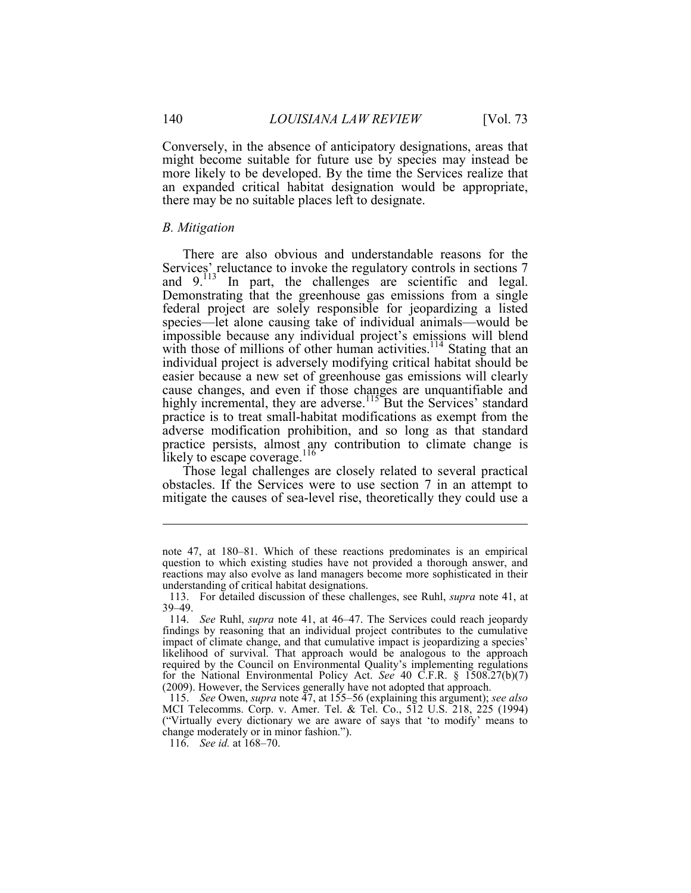Conversely, in the absence of anticipatory designations, areas that might become suitable for future use by species may instead be more likely to be developed. By the time the Services realize that an expanded critical habitat designation would be appropriate, there may be no suitable places left to designate.

### *B. Mitigation*

There are also obvious and understandable reasons for the Services' reluctance to invoke the regulatory controls in sections 7 and 9.[113] In part, the challenges are scientific and legal. Demonstrating that the greenhouse gas emissions from a single federal project are solely responsible for jeopardizing a listed species—let alone causing take of individual animals—would be impossible because any individual project's emissions will blend with those of millions of other human activities.[114] Stating that an individual project is adversely modifying critical habitat should be easier because a new set of greenhouse gas emissions will clearly cause changes, and even if those changes are unquantifiable and highly incremental, they are adverse.[115] But the Services' standard practice is to treat small-habitat modifications as exempt from the adverse modification prohibition, and so long as that standard practice persists, almost any contribution to climate change is likely to escape coverage.[116]

Those legal challenges are closely related to several practical obstacles. If the Services were to use section 7 in an attempt to mitigate the causes of sea-level rise, theoretically they could use a

---

note 47, at 180–81. Which of these reactions predominates is an empirical question to which existing studies have not provided a thorough answer, and reactions may also evolve as land managers become more sophisticated in their understanding of critical habitat designations.

113. For detailed discussion of these challenges, see Ruhl, *supra* note 41, at 39–49.

114. *See* Ruhl, *supra* note 41, at 46–47. The Services could reach jeopardy findings by reasoning that an individual project contributes to the cumulative impact of climate change, and that cumulative impact is jeopardizing a species' likelihood of survival. That approach would be analogous to the approach required by the Council on Environmental Quality's implementing regulations for the National Environmental Policy Act. *See* 40 C.F.R. § 1508.27(b)(7) (2009). However, the Services generally have not adopted that approach.

115. *See* Owen, *supra* note 47, at 155–56 (explaining this argument); *see also* MCI Telecomms. Corp. v. Amer. Tel. & Tel. Co., 512 U.S. 218, 225 (1994) ("Virtually every dictionary we are aware of says that 'to modify' means to change moderately or in minor fashion.").

116. *See id.* at 168–70.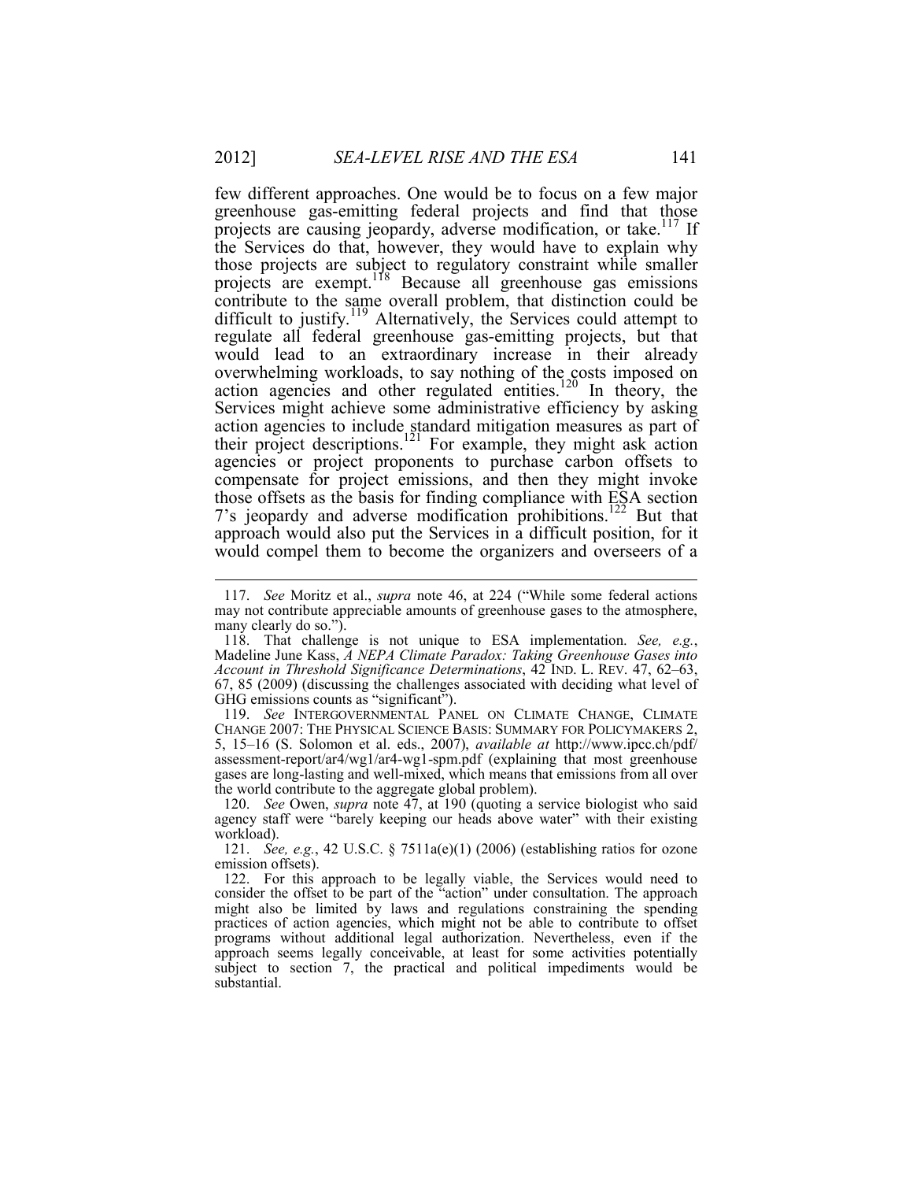few different approaches. One would be to focus on a few major greenhouse gas-emitting federal projects and find that those projects are causing jeopardy, adverse modification, or take.[117] If the Services do that, however, they would have to explain why those projects are subject to regulatory constraint while smaller projects are exempt.[118] Because all greenhouse gas emissions contribute to the same overall problem, that distinction could be difficult to justify.[119] Alternatively, the Services could attempt to regulate all federal greenhouse gas-emitting projects, but that would lead to an extraordinary increase in their already overwhelming workloads, to say nothing of the costs imposed on action agencies and other regulated entities.[120] In theory, the Services might achieve some administrative efficiency by asking action agencies to include standard mitigation measures as part of their project descriptions.[121] For example, they might ask action agencies or project proponents to purchase carbon offsets to compensate for project emissions, and then they might invoke those offsets as the basis for finding compliance with ESA section 7's jeopardy and adverse modification prohibitions.[122] But that approach would also put the Services in a difficult position, for it would compel them to become the organizers and overseers of a

---

117. *See* Moritz et al., *supra* note 46, at 224 ("While some federal actions may not contribute appreciable amounts of greenhouse gases to the atmosphere, many clearly do so.").

118. That challenge is not unique to ESA implementation. *See, e.g.*, Madeline June Kass, *A NEPA Climate Paradox: Taking Greenhouse Gases into Account in Threshold Significance Determinations*, 42 IND. L. REV. 47, 62–63, 67, 85 (2009) (discussing the challenges associated with deciding what level of GHG emissions counts as "significant").

119. *See* INTERGOVERNMENTAL PANEL ON CLIMATE CHANGE, CLIMATE CHANGE 2007: THE PHYSICAL SCIENCE BASIS: SUMMARY FOR POLICYMAKERS 2, 5, 15–16 (S. Solomon et al. eds., 2007), *available at* http://www.ipcc.ch/pdf/assessment-report/ar4/wg1/ar4-wg1-spm.pdf (explaining that most greenhouse gases are long-lasting and well-mixed, which means that emissions from all over the world contribute to the aggregate global problem).

120. *See* Owen, *supra* note 47, at 190 (quoting a service biologist who said agency staff were "barely keeping our heads above water" with their existing workload).

121. *See, e.g.*, 42 U.S.C. § 7511a(e)(1) (2006) (establishing ratios for ozone emission offsets).

122. For this approach to be legally viable, the Services would need to consider the offset to be part of the "action" under consultation. The approach might also be limited by laws and regulations constraining the spending practices of action agencies, which might not be able to contribute to offset programs without additional legal authorization. Nevertheless, even if the approach seems legally conceivable, at least for some activities potentially subject to section 7, the practical and political impediments would be substantial.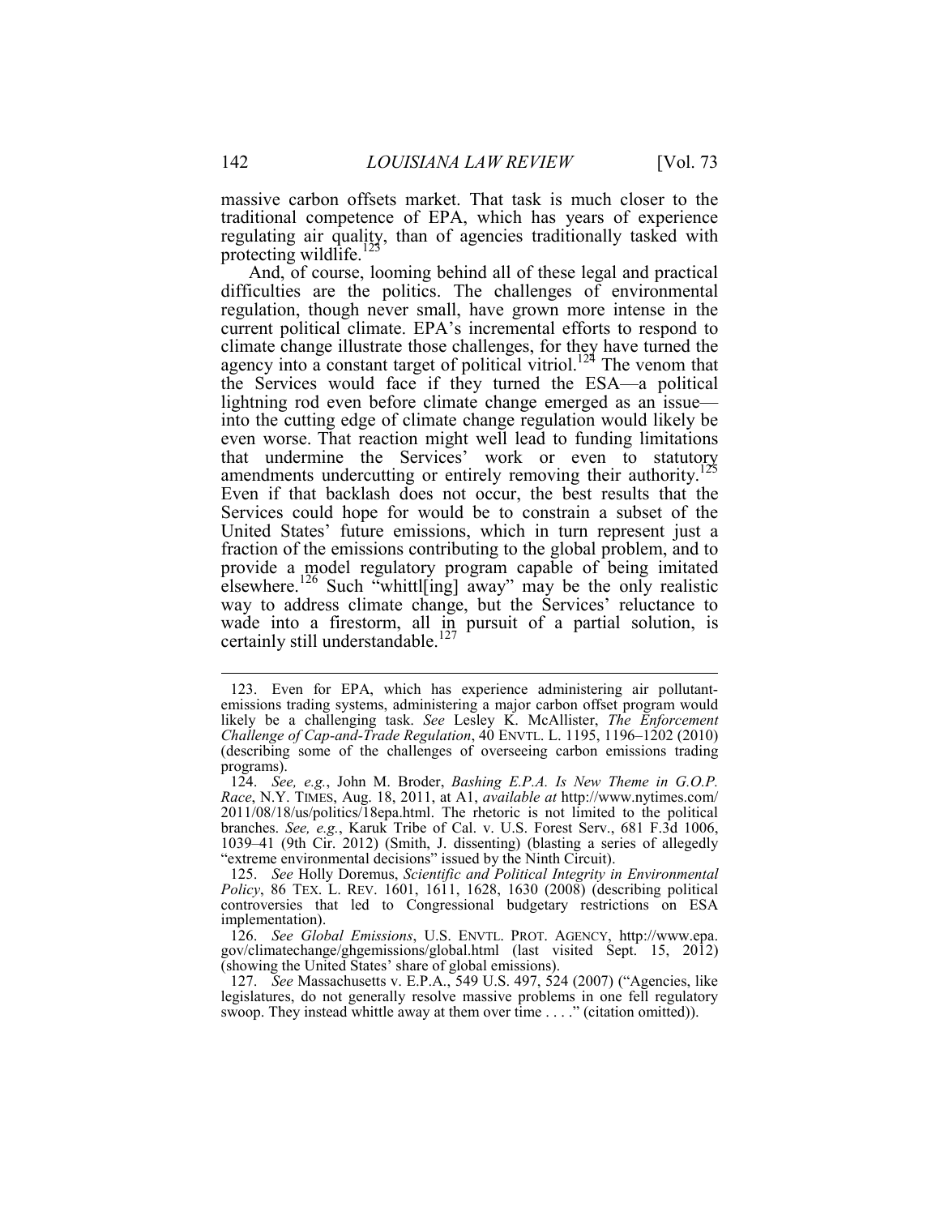massive carbon offsets market. That task is much closer to the traditional competence of EPA, which has years of experience regulating air quality, than of agencies traditionally tasked with protecting wildlife.[123]

And, of course, looming behind all of these legal and practical difficulties are the politics. The challenges of environmental regulation, though never small, have grown more intense in the current political climate. EPA's incremental efforts to respond to climate change illustrate those challenges, for they have turned the agency into a constant target of political vitriol.[124] The venom that the Services would face if they turned the ESA—a political lightning rod even before climate change emerged as an issue—into the cutting edge of climate change regulation would likely be even worse. That reaction might well lead to funding limitations that undermine the Services' work or even to statutory amendments undercutting or entirely removing their authority.[125] Even if that backlash does not occur, the best results that the Services could hope for would be to constrain a subset of the United States' future emissions, which in turn represent just a fraction of the emissions contributing to the global problem, and to provide a model regulatory program capable of being imitated elsewhere.[126] Such "whittl[ing] away" may be the only realistic way to address climate change, but the Services' reluctance to wade into a firestorm, all in pursuit of a partial solution, is certainly still understandable.[127]

---

123. Even for EPA, which has experience administering air pollutant-emissions trading systems, administering a major carbon offset program would likely be a challenging task. *See* Lesley K. McAllister, *The Enforcement Challenge of Cap-and-Trade Regulation*, 40 ENVTL. L. 1195, 1196–1202 (2010) (describing some of the challenges of overseeing carbon emissions trading programs).

124. *See, e.g.*, John M. Broder, *Bashing E.P.A. Is New Theme in G.O.P. Race*, N.Y. TIMES, Aug. 18, 2011, at A1, *available at* http://www.nytimes.com/2011/08/18/us/politics/18epa.html. The rhetoric is not limited to the political branches. *See, e.g.*, Karuk Tribe of Cal. v. U.S. Forest Serv., 681 F.3d 1006, 1039–41 (9th Cir. 2012) (Smith, J. dissenting) (blasting a series of allegedly "extreme environmental decisions" issued by the Ninth Circuit).

125. *See* Holly Doremus, *Scientific and Political Integrity in Environmental Policy*, 86 TEX. L. REV. 1601, 1611, 1628, 1630 (2008) (describing political controversies that led to Congressional budgetary restrictions on ESA implementation).

126. *See Global Emissions*, U.S. ENVTL. PROT. AGENCY, http://www.epa.gov/climatechange/ghgemissions/global.html (last visited Sept. 15, 2012) (showing the United States' share of global emissions).

127. *See* Massachusetts v. E.P.A., 549 U.S. 497, 524 (2007) ("Agencies, like legislatures, do not generally resolve massive problems in one fell regulatory swoop. They instead whittle away at them over time . . . ." (citation omitted)).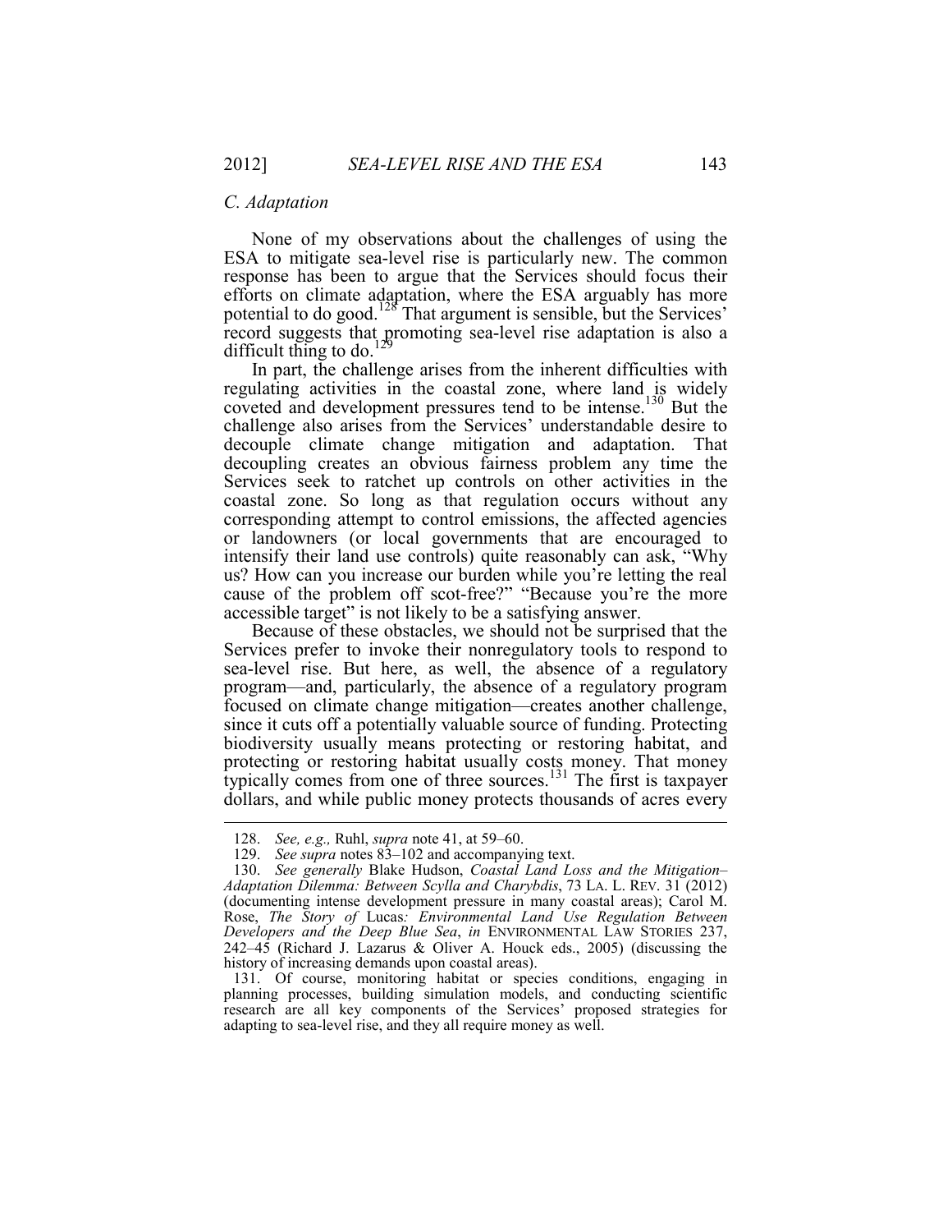### *C. Adaptation*

None of my observations about the challenges of using the ESA to mitigate sea-level rise is particularly new. The common response has been to argue that the Services should focus their efforts on climate adaptation, where the ESA arguably has more potential to do good.[128] That argument is sensible, but the Services' record suggests that promoting sea-level rise adaptation is also a difficult thing to do.[129]

In part, the challenge arises from the inherent difficulties with regulating activities in the coastal zone, where land is widely coveted and development pressures tend to be intense.[130] But the challenge also arises from the Services' understandable desire to decouple climate change mitigation and adaptation. That decoupling creates an obvious fairness problem any time the Services seek to ratchet up controls on other activities in the coastal zone. So long as that regulation occurs without any corresponding attempt to control emissions, the affected agencies or landowners (or local governments that are encouraged to intensify their land use controls) quite reasonably can ask, "Why us? How can you increase our burden while you're letting the real cause of the problem off scot-free?" "Because you're the more accessible target" is not likely to be a satisfying answer.

Because of these obstacles, we should not be surprised that the Services prefer to invoke their nonregulatory tools to respond to sea-level rise. But here, as well, the absence of a regulatory program—and, particularly, the absence of a regulatory program focused on climate change mitigation—creates another challenge, since it cuts off a potentially valuable source of funding. Protecting biodiversity usually means protecting or restoring habitat, and protecting or restoring habitat usually costs money. That money typically comes from one of three sources.[131] The first is taxpayer dollars, and while public money protects thousands of acres every

---

128. *See, e.g.,* Ruhl, *supra* note 41, at 59–60.

129. *See supra* notes 83–102 and accompanying text.

130. *See generally* Blake Hudson, *Coastal Land Loss and the Mitigation–Adaptation Dilemma: Between Scylla and Charybdis*, 73 LA. L. REV. 31 (2012) (documenting intense development pressure in many coastal areas); Carol M. Rose, *The Story of* Lucas*: Environmental Land Use Regulation Between Developers and the Deep Blue Sea*, *in* ENVIRONMENTAL LAW STORIES 237, 242–45 (Richard J. Lazarus & Oliver A. Houck eds., 2005) (discussing the history of increasing demands upon coastal areas).

131. Of course, monitoring habitat or species conditions, engaging in planning processes, building simulation models, and conducting scientific research are all key components of the Services' proposed strategies for adapting to sea-level rise, and they all require money as well.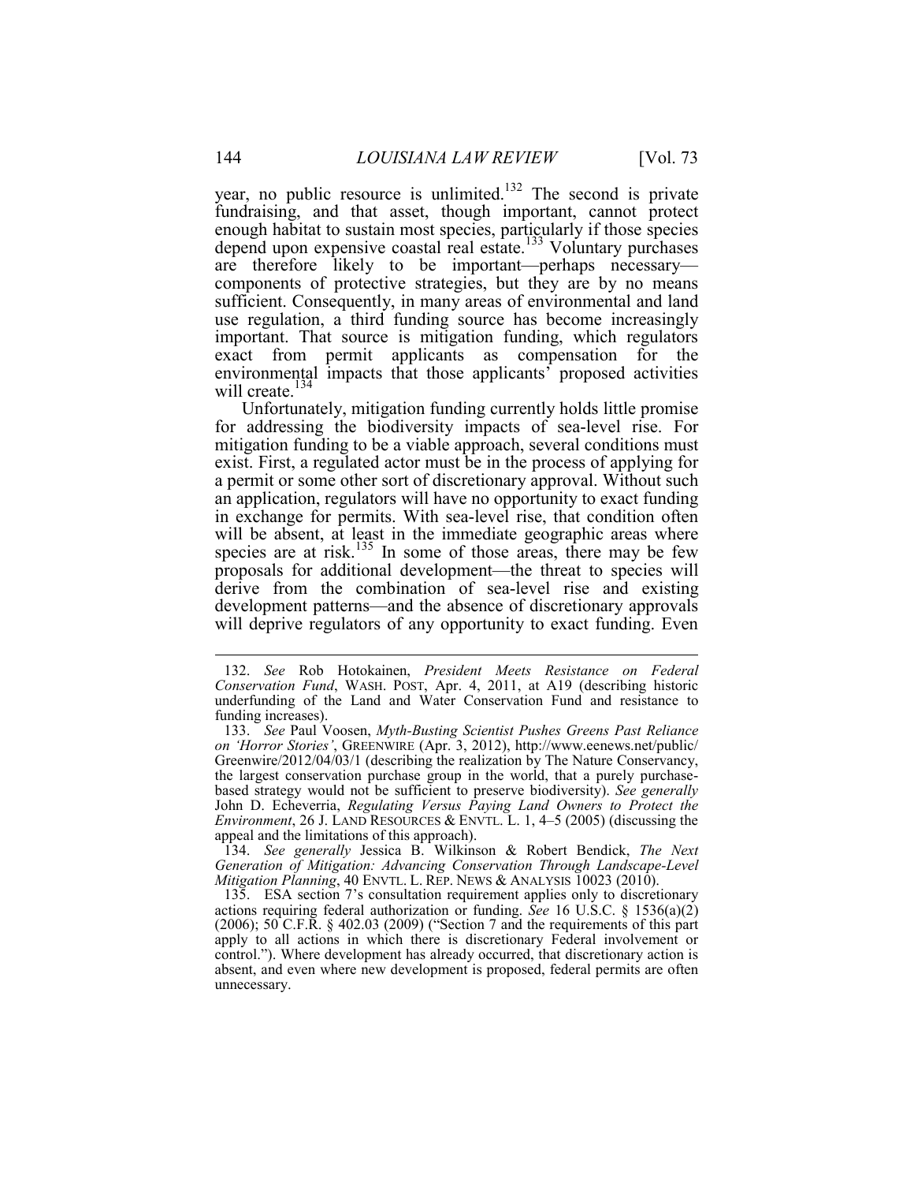year, no public resource is unlimited.[132] The second is private fundraising, and that asset, though important, cannot protect enough habitat to sustain most species, particularly if those species depend upon expensive coastal real estate.[133] Voluntary purchases are therefore likely to be important—perhaps necessary—components of protective strategies, but they are by no means sufficient. Consequently, in many areas of environmental and land use regulation, a third funding source has become increasingly important. That source is mitigation funding, which regulators exact from permit applicants as compensation for the environmental impacts that those applicants' proposed activities will create.[134]

Unfortunately, mitigation funding currently holds little promise for addressing the biodiversity impacts of sea-level rise. For mitigation funding to be a viable approach, several conditions must exist. First, a regulated actor must be in the process of applying for a permit or some other sort of discretionary approval. Without such an application, regulators will have no opportunity to exact funding in exchange for permits. With sea-level rise, that condition often will be absent, at least in the immediate geographic areas where species are at risk.[135] In some of those areas, there may be few proposals for additional development—the threat to species will derive from the combination of sea-level rise and existing development patterns—and the absence of discretionary approvals will deprive regulators of any opportunity to exact funding. Even

---

132. *See* Rob Hotokainen, *President Meets Resistance on Federal Conservation Fund*, WASH. POST, Apr. 4, 2011, at A19 (describing historic underfunding of the Land and Water Conservation Fund and resistance to funding increases).

133. *See* Paul Voosen, *Myth-Busting Scientist Pushes Greens Past Reliance on 'Horror Stories'*, GREENWIRE (Apr. 3, 2012), http://www.eenews.net/public/Greenwire/2012/04/03/1 (describing the realization by The Nature Conservancy, the largest conservation purchase group in the world, that a purely purchase-based strategy would not be sufficient to preserve biodiversity). *See generally* John D. Echeverria, *Regulating Versus Paying Land Owners to Protect the Environment*, 26 J. LAND RESOURCES & ENVTL. L. 1, 4–5 (2005) (discussing the appeal and the limitations of this approach).

134. *See generally* Jessica B. Wilkinson & Robert Bendick, *The Next Generation of Mitigation: Advancing Conservation Through Landscape-Level Mitigation Planning*, 40 ENVTL. L. REP. NEWS & ANALYSIS 10023 (2010).

135. ESA section 7's consultation requirement applies only to discretionary actions requiring federal authorization or funding. *See* 16 U.S.C. § 1536(a)(2) (2006); 50 C.F.R. § 402.03 (2009) ("Section 7 and the requirements of this part apply to all actions in which there is discretionary Federal involvement or control."). Where development has already occurred, that discretionary action is absent, and even where new development is proposed, federal permits are often unnecessary.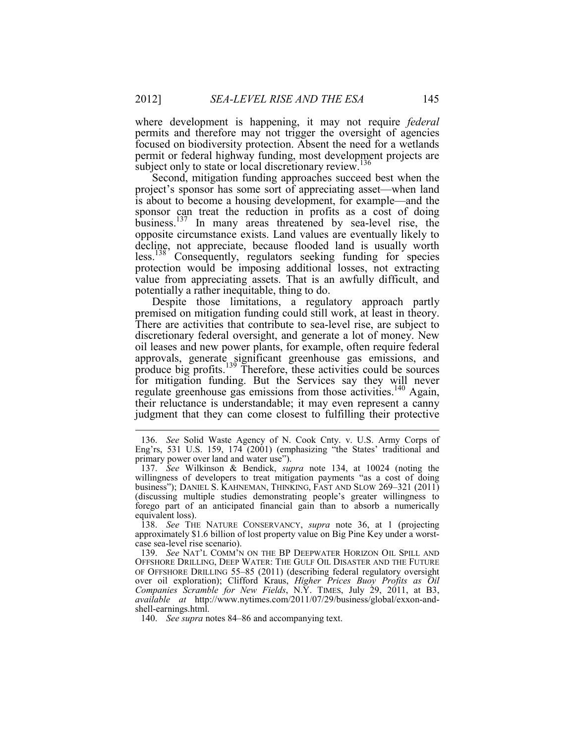where development is happening, it may not require *federal* permits and therefore may not trigger the oversight of agencies focused on biodiversity protection. Absent the need for a wetlands permit or federal highway funding, most development projects are subject only to state or local discretionary review.[136]

Second, mitigation funding approaches succeed best when the project's sponsor has some sort of appreciating asset—when land is about to become a housing development, for example—and the sponsor can treat the reduction in profits as a cost of doing business.[137] In many areas threatened by sea-level rise, the opposite circumstance exists. Land values are eventually likely to decline, not appreciate, because flooded land is usually worth less.[138] Consequently, regulators seeking funding for species protection would be imposing additional losses, not extracting value from appreciating assets. That is an awfully difficult, and potentially a rather inequitable, thing to do.

Despite those limitations, a regulatory approach partly premised on mitigation funding could still work, at least in theory. There are activities that contribute to sea-level rise, are subject to discretionary federal oversight, and generate a lot of money. New oil leases and new power plants, for example, often require federal approvals, generate significant greenhouse gas emissions, and produce big profits.[139] Therefore, these activities could be sources for mitigation funding. But the Services say they will never regulate greenhouse gas emissions from those activities.[140] Again, their reluctance is understandable; it may even represent a canny judgment that they can come closest to fulfilling their protective

---

136. *See* Solid Waste Agency of N. Cook Cnty. v. U.S. Army Corps of Eng'rs, 531 U.S. 159, 174 (2001) (emphasizing "the States' traditional and primary power over land and water use").

137. *See* Wilkinson & Bendick, *supra* note 134, at 10024 (noting the willingness of developers to treat mitigation payments "as a cost of doing business"); DANIEL S. KAHNEMAN, THINKING, FAST AND SLOW 269–321 (2011) (discussing multiple studies demonstrating people's greater willingness to forego part of an anticipated financial gain than to absorb a numerically equivalent loss).

138. *See* THE NATURE CONSERVANCY, *supra* note 36, at 1 (projecting approximately $1.6 billion of lost property value on Big Pine Key under a worst-case sea-level rise scenario).

139. *See* NAT'L COMM'N ON THE BP DEEPWATER HORIZON OIL SPILL AND OFFSHORE DRILLING, DEEP WATER: THE GULF OIL DISASTER AND THE FUTURE OF OFFSHORE DRILLING 55–85 (2011) (describing federal regulatory oversight over oil exploration); Clifford Krauss, *Higher Prices Buoy Profits as Oil Companies Scramble for New Fields*, N.Y. TIMES, July 29, 2011, at B3, *available at* http://www.nytimes.com/2011/07/29/business/global/exxon-and-shell-earnings.html.

140. *See supra* notes 84–86 and accompanying text.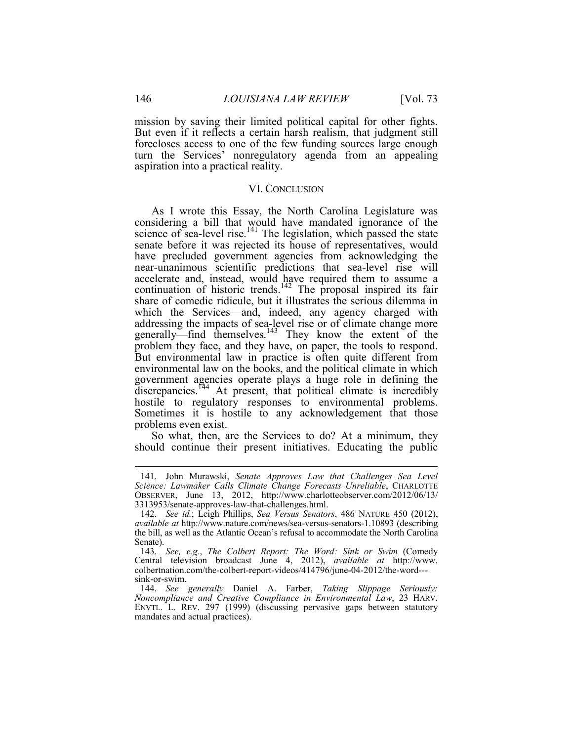mission by saving their limited political capital for other fights. But even if it reflects a certain harsh realism, that judgment still forecloses access to one of the few funding sources large enough turn the Services' nonregulatory agenda from an appealing aspiration into a practical reality.

## VI. CONCLUSION

As I wrote this Essay, the North Carolina Legislature was considering a bill that would have mandated ignorance of the science of sea-level rise.[141] The legislation, which passed the state senate before it was rejected its house of representatives, would have precluded government agencies from acknowledging the near-unanimous scientific predictions that sea-level rise will accelerate and, instead, would have required them to assume a continuation of historic trends.[142] The proposal inspired its fair share of comedic ridicule, but it illustrates the serious dilemma in which the Services—and, indeed, any agency charged with addressing the impacts of sea-level rise or of climate change more generally—find themselves.[143] They know the extent of the problem they face, and they have, on paper, the tools to respond. But environmental law in practice is often quite different from environmental law on the books, and the political climate in which government agencies operate plays a huge role in defining the discrepancies.[144] At present, that political climate is incredibly hostile to regulatory responses to environmental problems. Sometimes it is hostile to any acknowledgement that those problems even exist.

So what, then, are the Services to do? At a minimum, they should continue their present initiatives. Educating the public

---

141. John Murawski, *Senate Approves Law that Challenges Sea Level Science: Lawmaker Calls Climate Change Forecasts Unreliable*, CHARLOTTE OBSERVER, June 13, 2012, http://www.charlotteobserver.com/2012/06/13/3313953/senate-approves-law-that-challenges.html.

142. *See id.*; Leigh Phillips, *Sea Versus Senators*, 486 NATURE 450 (2012), *available at* http://www.nature.com/news/sea-versus-senators-1.10893 (describing the bill, as well as the Atlantic Ocean's refusal to accommodate the North Carolina Senate).

143. *See, e.g.*, *The Colbert Report: The Word: Sink or Swim* (Comedy Central television broadcast June 4, 2012), *available at* http://www.colbertnation.com/the-colbert-report-videos/414796/june-04-2012/the-word---sink-or-swim.

144. *See generally* Daniel A. Farber, *Taking Slippage Seriously: Noncompliance and Creative Compliance in Environmental Law*, 23 HARV. ENVTL. L. REV. 297 (1999) (discussing pervasive gaps between statutory mandates and actual practices).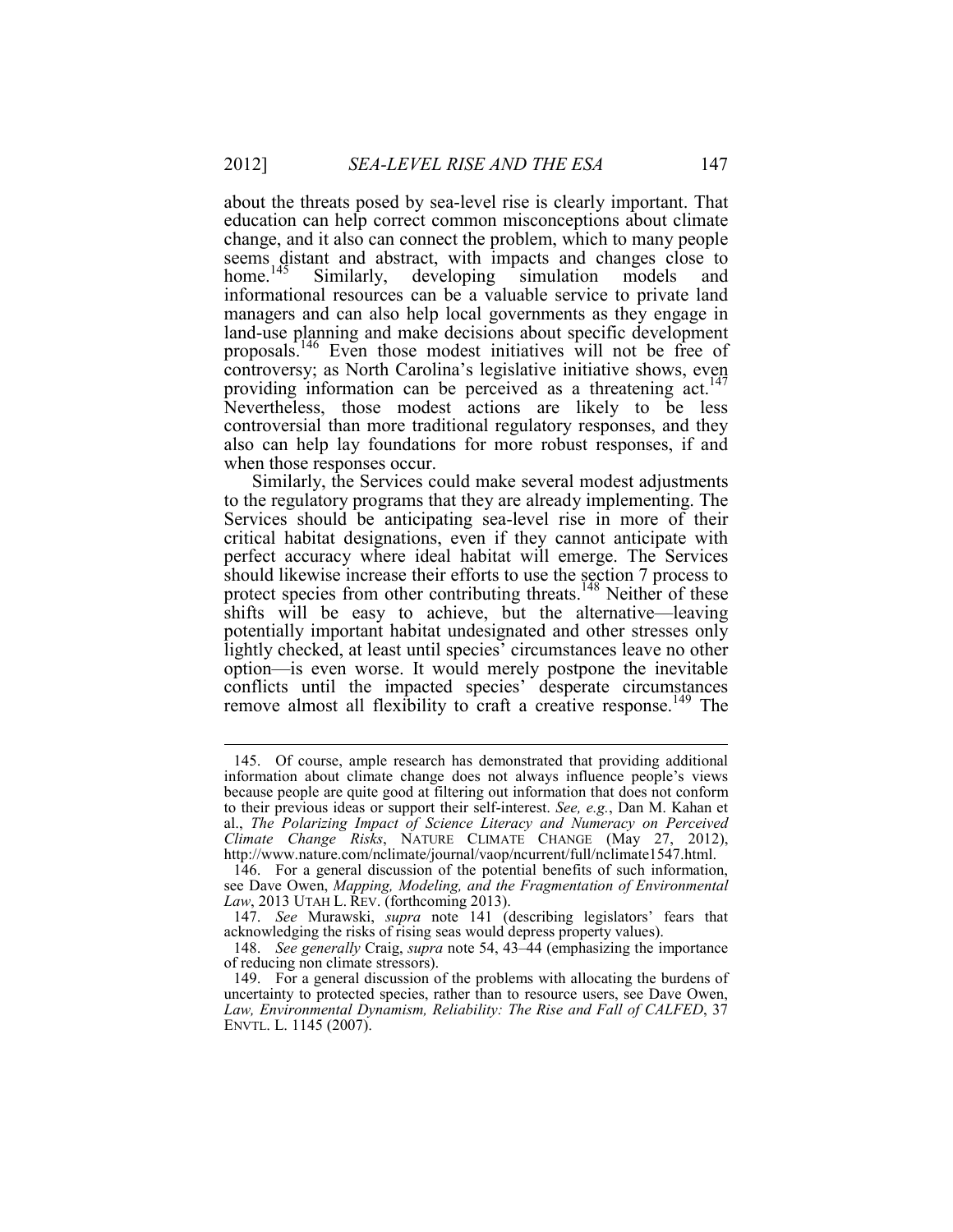about the threats posed by sea-level rise is clearly important. That education can help correct common misconceptions about climate change, and it also can connect the problem, which to many people seems distant and abstract, with impacts and changes close to home.[145] Similarly, developing simulation models and informational resources can be a valuable service to private land managers and can also help local governments as they engage in land-use planning and make decisions about specific development proposals.[146] Even those modest initiatives will not be free of controversy; as North Carolina's legislative initiative shows, even providing information can be perceived as a threatening act.[147] Nevertheless, those modest actions are likely to be less controversial than more traditional regulatory responses, and they also can help lay foundations for more robust responses, if and when those responses occur.

Similarly, the Services could make several modest adjustments to the regulatory programs that they are already implementing. The Services should be anticipating sea-level rise in more of their critical habitat designations, even if they cannot anticipate with perfect accuracy where ideal habitat will emerge. The Services should likewise increase their efforts to use the section 7 process to protect species from other contributing threats.[148] Neither of these shifts will be easy to achieve, but the alternative—leaving potentially important habitat undesignated and other stresses only lightly checked, at least until species' circumstances leave no other option—is even worse. It would merely postpone the inevitable conflicts until the impacted species' desperate circumstances remove almost all flexibility to craft a creative response.[149] The

---

145. Of course, ample research has demonstrated that providing additional information about climate change does not always influence people's views because people are quite good at filtering out information that does not conform to their previous ideas or support their self-interest. *See, e.g.*, Dan M. Kahan et al., *The Polarizing Impact of Science Literacy and Numeracy on Perceived Climate Change Risks*, NATURE CLIMATE CHANGE (May 27, 2012), http://www.nature.com/nclimate/journal/vaop/ncurrent/full/nclimate1547.html.

146. For a general discussion of the potential benefits of such information, see Dave Owen, *Mapping, Modeling, and the Fragmentation of Environmental Law*, 2013 UTAH L. REV. (forthcoming 2013).

147. *See* Murawski, *supra* note 141 (describing legislators' fears that acknowledging the risks of rising seas would depress property values).

148. *See generally* Craig, *supra* note 54, 43–44 (emphasizing the importance of reducing non climate stressors).

149. For a general discussion of the problems with allocating the burdens of uncertainty to protected species, rather than to resource users, see Dave Owen, *Law, Environmental Dynamism, Reliability: The Rise and Fall of CALFED*, 37 ENVTL. L. 1145 (2007).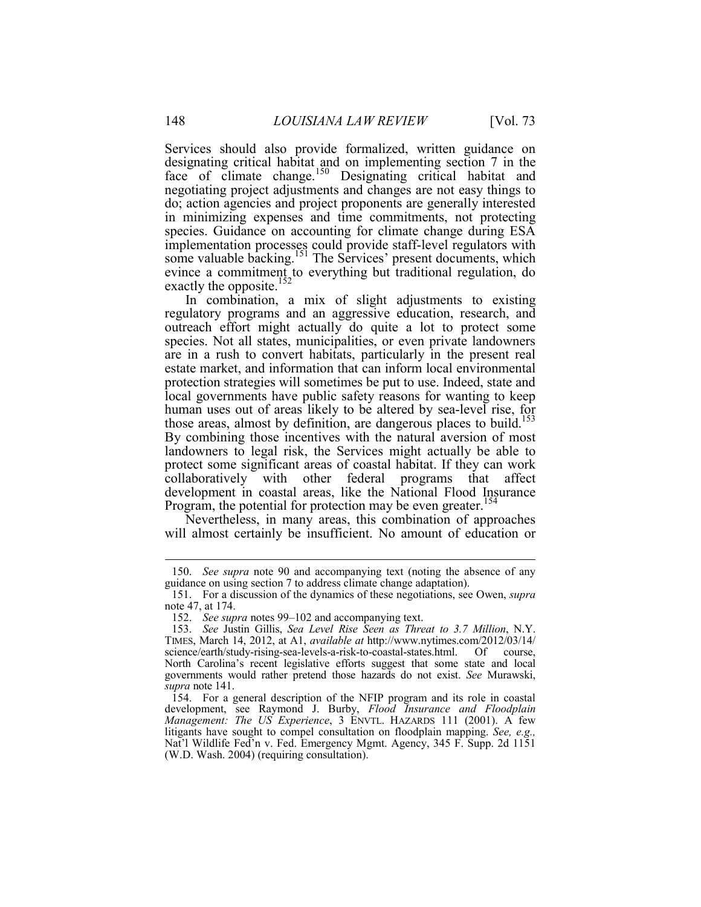Services should also provide formalized, written guidance on designating critical habitat and on implementing section 7 in the face of climate change.[150] Designating critical habitat and negotiating project adjustments and changes are not easy things to do; action agencies and project proponents are generally interested in minimizing expenses and time commitments, not protecting species. Guidance on accounting for climate change during ESA implementation processes could provide staff-level regulators with some valuable backing.[151] The Services' present documents, which evince a commitment to everything but traditional regulation, do exactly the opposite.[152]

In combination, a mix of slight adjustments to existing regulatory programs and an aggressive education, research, and outreach effort might actually do quite a lot to protect some species. Not all states, municipalities, or even private landowners are in a rush to convert habitats, particularly in the present real estate market, and information that can inform local environmental protection strategies will sometimes be put to use. Indeed, state and local governments have public safety reasons for wanting to keep human uses out of areas likely to be altered by sea-level rise, for those areas, almost by definition, are dangerous places to build.[153] By combining those incentives with the natural aversion of most landowners to legal risk, the Services might actually be able to protect some significant areas of coastal habitat. If they can work collaboratively with other federal programs that affect development in coastal areas, like the National Flood Insurance Program, the potential for protection may be even greater.[154]

Nevertheless, in many areas, this combination of approaches will almost certainly be insufficient. No amount of education or

---

150. *See supra* note 90 and accompanying text (noting the absence of any guidance on using section 7 to address climate change adaptation).

151. For a discussion of the dynamics of these negotiations, see Owen, *supra* note 47, at 174.

152. *See supra* notes 99–102 and accompanying text.

153. *See* Justin Gillis, *Sea Level Rise Seen as Threat to 3.7 Million*, N.Y. TIMES, March 14, 2012, at A1, *available at* http://www.nytimes.com/2012/03/14/science/earth/study-rising-sea-levels-a-risk-to-coastal-states.html. Of course, North Carolina's recent legislative efforts suggest that some state and local governments would rather pretend those hazards do not exist. *See* Murawski, *supra* note 141.

154. For a general description of the NFIP program and its role in coastal development, see Raymond J. Burby, *Flood Insurance and Floodplain Management: The US Experience*, 3 ENVTL. HAZARDS 111 (2001). A few litigants have sought to compel consultation on floodplain mapping. *See, e.g.,* Nat'l Wildlife Fed'n v. Fed. Emergency Mgmt. Agency, 345 F. Supp. 2d 1151 (W.D. Wash. 2004) (requiring consultation).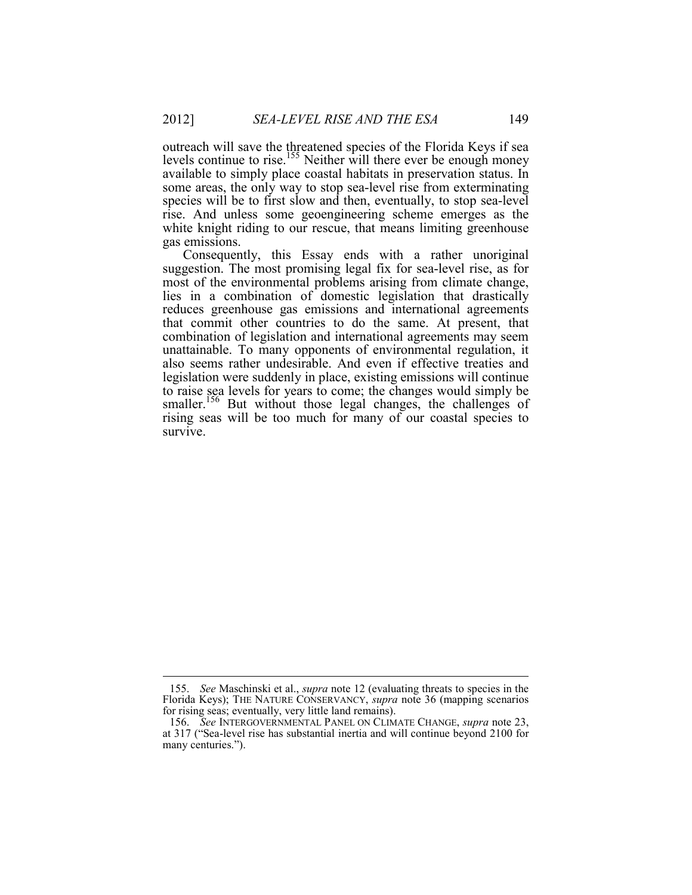outreach will save the threatened species of the Florida Keys if sea levels continue to rise.[155] Neither will there ever be enough money available to simply place coastal habitats in preservation status. In some areas, the only way to stop sea-level rise from exterminating species will be to first slow and then, eventually, to stop sea-level rise. And unless some geoengineering scheme emerges as the white knight riding to our rescue, that means limiting greenhouse gas emissions.

Consequently, this Essay ends with a rather unoriginal suggestion. The most promising legal fix for sea-level rise, as for most of the environmental problems arising from climate change, lies in a combination of domestic legislation that drastically reduces greenhouse gas emissions and international agreements that commit other countries to do the same. At present, that combination of legislation and international agreements may seem unattainable. To many opponents of environmental regulation, it also seems rather undesirable. And even if effective treaties and legislation were suddenly in place, existing emissions will continue to raise sea levels for years to come; the changes would simply be smaller.[156] But without those legal changes, the challenges of rising seas will be too much for many of our coastal species to survive.

---

155. *See* Maschinski et al., *supra* note 12 (evaluating threats to species in the Florida Keys); THE NATURE CONSERVANCY, *supra* note 36 (mapping scenarios for rising seas; eventually, very little land remains).

156. *See* INTERGOVERNMENTAL PANEL ON CLIMATE CHANGE, *supra* note 23, at 317 ("Sea-level rise has substantial inertia and will continue beyond 2100 for many centuries.").